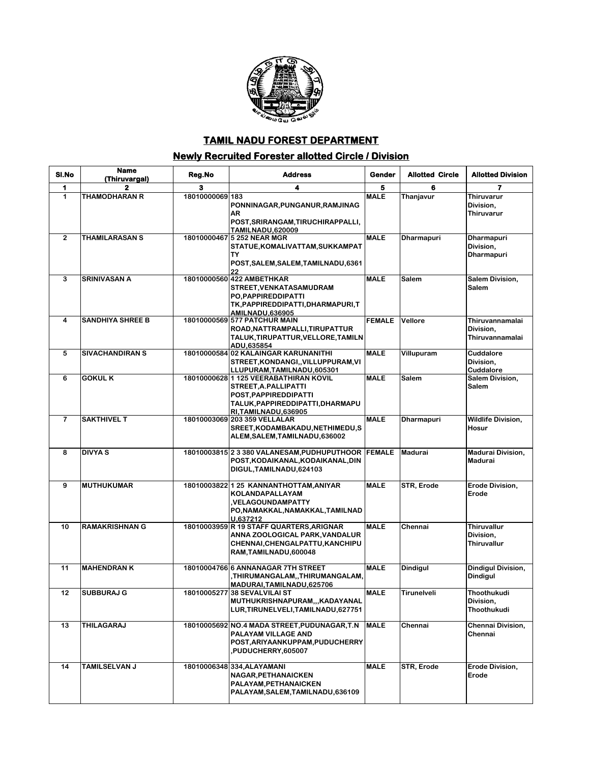# TAMIL NADU FOREST DEPARTMENT

## Newly Recruited Forester allotted Circle / Division

| Sl.No | Name (Thiruvargal) | Reg.No | Address | Gender | Allotted Circle | Allotted Division |
|---|---|---|---|---|---|---|
| 1 | 2 | 3 | 4 | 5 | 6 | 7 |
| 1 | THAMODHARAN R | 18010000069 | 183 PONNINAGAR,PUNGANUR,RAMJINAGAR POST,SRIRANGAM,TIRUCHIRAPPALLI,TAMILNADU,620009 | MALE | Thanjavur | Thiruvarur Division, Thiruvarur |
| 2 | THAMILARASAN S | 18010000467 | 5 252 NEAR MGR STATUE,KOMALIVATTAM,SUKKAMPATTY POST,SALEM,SALEM,TAMILNADU,636122 | MALE | Dharmapuri | Dharmapuri Division, Dharmapuri |
| 3 | SRINIVASAN A | 18010000560 | 422 AMBETHKAR STREET,VENKATASAMUDRAM PO,PAPPIREDDIPATTI TK,PAPPIREDDIPATTI,DHARMAPURI,TAMILNADU,636905 | MALE | Salem | Salem Division, Salem |
| 4 | SANDHIYA SHREE B | 18010000569 | 577 PATCHUR MAIN ROAD,NATTRAMPALLI,TIRUPATTUR TALUK,TIRUPATTUR,VELLORE,TAMILNADU,635854 | FEMALE | Vellore | Thiruvannamalai Division, Thiruvannamalai |
| 5 | SIVACHANDIRAN S | 18010000584 | 02 KALAINGAR KARUNANITHI STREET,KONDANGI,,VILLUPPURAM,VILLUPURAM,TAMILNADU,605301 | MALE | Villupuram | Cuddalore Division, Cuddalore |
| 6 | GOKUL K | 18010000628 | 1 125 VEERABATHIRAN KOVIL STREET,A.PALLIPATTI POST,PAPPIREDDIPATTI TALUK,PAPPIREDDIPATTI,DHARMAPURI,TAMILNADU,636905 | MALE | Salem | Salem Division, Salem |
| 7 | SAKTHIVEL T | 18010003069 | 203 359 VELLALAR SREET,KODAMBAKADU,NETHIMEDU,SALEM,SALEM,TAMILNADU,636002 | MALE | Dharmapuri | Wildlife Division, Hosur |
| 8 | DIVYA S | 18010003815 | 2 3 380 VALANESAM,PUDHUPUTHOOR POST,KODAIKANAL,KODAIKANAL,DINDIGUL,TAMILNADU,624103 | FEMALE | Madurai | Madurai Division, Madurai |
| 9 | MUTHUKUMAR | 18010003822 | 1 25 KANNANTHOTTAM,ANIYAR KOLANDAPALLAYAM ,VELAGOUNDAMPATTY PO,NAMAKKAL,NAMAKKAL,TAMILNADU,637212 | MALE | STR, Erode | Erode Division, Erode |
| 10 | RAMAKRISHNAN G | 18010003959 | R 19 STAFF QUARTERS,ARIGNAR ANNA ZOOLOGICAL PARK,VANDALUR CHENNAI,CHENGALPATTU,KANCHIPURAM,TAMILNADU,600048 | MALE | Chennai | Thiruvallur Division, Thiruvallur |
| 11 | MAHENDRAN K | 18010004766 | 6 ANNANAGAR 7TH STREET ,THIRUMANGALAM,,THIRUMANGALAM,MADURAI,TAMILNADU,625706 | MALE | Dindigul | Dindigul Division, Dindigul |
| 12 | SUBBURAJ G | 18010005277 | 38 SEVALVILAI ST MUTHUKRISHNAPURAM,,,KADAYANALLUR,TIRUNELVELI,TAMILNADU,627751 | MALE | Tirunelveli | Thoothukudi Division, Thoothukudi |
| 13 | THILAGARAJ | 18010005692 | NO.4 MADA STREET,PUDUNAGAR,T.N PALAYAM VILLAGE AND POST,ARIYAANKUPPAM,PUDUCHERRY,PUDUCHERRY,605007 | MALE | Chennai | Chennai Division, Chennai |
| 14 | TAMILSELVAN J | 18010006348 | 334,ALAYAMANI NAGAR,PETHANAICKEN PALAYAM,PETHANAICKEN PALAYAM,SALEM,TAMILNADU,636109 | MALE | STR, Erode | Erode Division, Erode |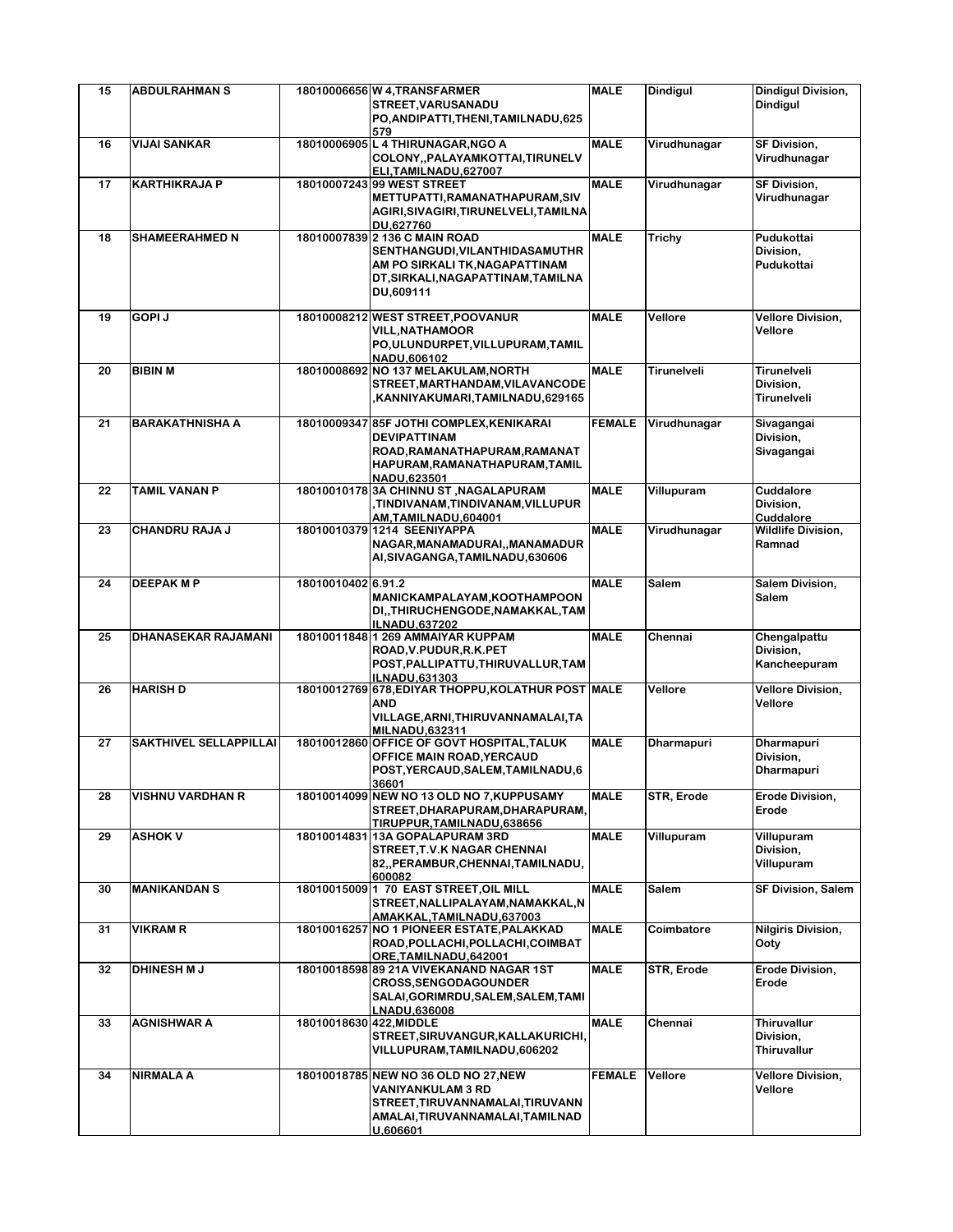| 15 | ABDULRAHMAN S | 18010006656 | W 4,TRANSFARMER STREET,VARUSANADU PO,ANDIPATTI,THENI,TAMILNADU,625579 | MALE | Dindigul | Dindigul Division, Dindigul |
|---|---|---|---|---|---|---|
| 16 | VIJAI SANKAR | 18010006905 | L 4 THIRUNAGAR,NGO A COLONY,,PALAYAMKOTTAI,TIRUNELVELI,TAMILNADU,627007 | MALE | Virudhunagar | SF Division, Virudhunagar |
| 17 | KARTHIKRAJA P | 18010007243 | 99 WEST STREET METTUPATTI,RAMANATHAPURAM,SIVAGIRI,SIVAGIRI,TIRUNELVELI,TAMILNADU,627760 | MALE | Virudhunagar | SF Division, Virudhunagar |
| 18 | SHAMEERAHMED N | 18010007839 | 2 136 C MAIN ROAD SENTHANGUDI,VILANTHIDASAMUTHRAM PO SIRKALI TK,NAGAPATTINAM DT,SIRKALI,NAGAPATTINAM,TAMILNADU,609111 | MALE | Trichy | Pudukottai Division, Pudukottai |
| 19 | GOPI J | 18010008212 | WEST STREET,POOVANUR VILL,NATHAMOOR PO,ULUNDURPET,VILLUPURAM,TAMILNADU,606102 | MALE | Vellore | Vellore Division, Vellore |
| 20 | BIBIN M | 18010008692 | NO 137 MELAKULAM,NORTH STREET,MARTHANDAM,VILAVANCODE,KANNIYAKUMARI,TAMILNADU,629165 | MALE | Tirunelveli | Tirunelveli Division, Tirunelveli |
| 21 | BARAKATHNISHA A | 18010009347 | 85F JOTHI COMPLEX,KENIKARAI DEVIPATTINAM ROAD,RAMANATHAPURAM,RAMANATHAPURAM,RAMANATHAPURAM,TAMILNADU,623501 | FEMALE | Virudhunagar | Sivagangai Division, Sivagangai |
| 22 | TAMIL VANAN P | 18010010178 | 3A CHINNU ST ,NAGALAPURAM ,TINDIVANAM,TINDIVANAM,VILLUPURAM,TAMILNADU,604001 | MALE | Villupuram | Cuddalore Division, Cuddalore |
| 23 | CHANDRU RAJA J | 18010010379 | 1214 SEENIYAPPA NAGAR,MANAMADURAI,,MANAMADURAI,SIVAGANGA,TAMILNADU,630606 | MALE | Virudhunagar | Wildlife Division, Ramnad |
| 24 | DEEPAK M P | 18010010402 | 6.91.2 MANICKAMPALAYAM,KOOTHAMPOONDI,,THIRUCHENGODE,NAMAKKAL,TAMILNADU,637202 | MALE | Salem | Salem Division, Salem |
| 25 | DHANASEKAR RAJAMANI | 18010011848 | 1 269 AMMAIYAR KUPPAM ROAD,V.PUDUR,R.K.PET POST,PALLIPATTU,THIRUVALLUR,TAMILNADU,631303 | MALE | Chennai | Chengalpattu Division, Kancheepuram |
| 26 | HARISH D | 18010012769 | 678,EDIYAR THOPPU,KOLATHUR POST AND VILLAGE,ARNI,THIRUVANNAMALAI,TAMILNADU,632311 | MALE | Vellore | Vellore Division, Vellore |
| 27 | SAKTHIVEL SELLAPPILLAI | 18010012860 | OFFICE OF GOVT HOSPITAL,TALUK OFFICE MAIN ROAD,YERCAUD POST,YERCAUD,SALEM,TAMILNADU,636601 | MALE | Dharmapuri | Dharmapuri Division, Dharmapuri |
| 28 | VISHNU VARDHAN R | 18010014099 | NEW NO 13 OLD NO 7,KUPPUSAMY STREET,DHARAPURAM,DHARAPURAM,TIRUPPUR,TAMILNADU,638656 | MALE | STR, Erode | Erode Division, Erode |
| 29 | ASHOK V | 18010014831 | 13A GOPALAPURAM 3RD STREET,T.V.K NAGAR CHENNAI 82,,PERAMBUR,CHENNAI,TAMILNADU,600082 | MALE | Villupuram | Villupuram Division, Villupuram |
| 30 | MANIKANDAN S | 18010015009 | 1 70 EAST STREET,OIL MILL STREET,NALLIPALAYAM,NAMAKKAL,NAMAKKAL,TAMILNADU,637003 | MALE | Salem | SF Division, Salem |
| 31 | VIKRAM R | 18010016257 | NO 1 PIONEER ESTATE,PALAKKAD ROAD,POLLACHI,POLLACHI,COIMBATORE,TAMILNADU,642001 | MALE | Coimbatore | Nilgiris Division, Ooty |
| 32 | DHINESH M J | 18010018598 | 89 21A VIVEKANAND NAGAR 1ST CROSS,SENGODAGOUNDER SALAI,GORIMRDU,SALEM,SALEM,TAMILNADU,636008 | MALE | STR, Erode | Erode Division, Erode |
| 33 | AGNISHWAR A | 18010018630 | 422,MIDDLE STREET,SIRUVANGUR,KALLAKURICHI,VILLUPURAM,TAMILNADU,606202 | MALE | Chennai | Thiruvallur Division, Thiruvallur |
| 34 | NIRMALA A | 18010018785 | NEW NO 36 OLD NO 27,NEW VANIYANKULAM 3 RD STREET,TIRUVANNAMALAI,TIRUVANNAMALAI,TIRUVANNAMALAI,TAMILNADU,606601 | FEMALE | Vellore | Vellore Division, Vellore |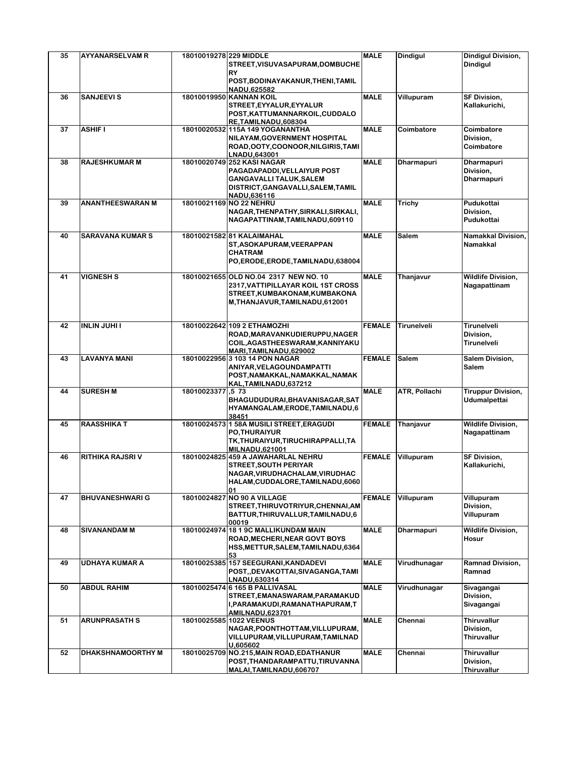| 35 | AYYANARSELVAM R | 18010019278 | 229 MIDDLE STREET,VISUVASAPURAM,DOMBUCHERY POST,BODINAYAKANUR,THENI,TAMIL NADU,625582 | MALE | Dindigul | Dindigul Division, Dindigul |
|---|---|---|---|---|---|---|
| 36 | SANJEEVI S | 18010019950 | KANNAN KOIL STREET,EYYALUR,EYYALUR POST,KATTUMANNARKOIL,CUDDALORE,TAMILNADU,608304 | MALE | Villupuram | SF Division, Kallakurichi, |
| 37 | ASHIF I | 18010020532 | 115A 149 YOGANANTHA NILAYAM,GOVERNMENT HOSPITAL ROAD,OOTY,COONOOR,NILGIRIS,TAMILNADU,643001 | MALE | Coimbatore | Coimbatore Division, Coimbatore |
| 38 | RAJESHKUMAR M | 18010020749 | 252 KASI NAGAR PAGADAPADDI,VELLAIYUR POST GANGAVALLI TALUK,SALEM DISTRICT,GANGAVALLI,SALEM,TAMIL NADU,636116 | MALE | Dharmapuri | Dharmapuri Division, Dharmapuri |
| 39 | ANANTHEESWARAN M | 18010021169 | NO 22 NEHRU NAGAR,THENPATHY,SIRKALI,SIRKALI,NAGAPATTINAM,TAMILNADU,609110 | MALE | Trichy | Pudukottai Division, Pudukottai |
| 40 | SARAVANA KUMAR S | 18010021582 | 81 KALAIMAHAL ST,ASOKAPURAM,VEERAPPAN CHATRAM PO,ERODE,ERODE,TAMILNADU,638004 | MALE | Salem | Namakkal Division, Namakkal |
| 41 | VIGNESH S | 18010021655 | OLD NO.04 2317 NEW NO. 10 2317,VATTIPILLAYAR KOIL 1ST CROSS STREET,KUMBAKONAM,KUMBAKONAM,THANJAVUR,TAMILNADU,612001 | MALE | Thanjavur | Wildlife Division, Nagapattinam |
| 42 | INLIN JUHI I | 18010022642 | 109 2 ETHAMOZHI ROAD,MARAVANKUDIERUPPU,NAGERCOIL,AGASTHEESWARAM,KANNIYAKUMARI,TAMILNADU,629002 | FEMALE | Tirunelveli | Tirunelveli Division, Tirunelveli |
| 43 | LAVANYA MANI | 18010022956 | 3 103 14 PON NAGAR ANIYAR,VELAGOUNDAMPATTI POST,NAMAKKAL,NAMAKKAL,NAMAKKAL,TAMILNADU,637212 | FEMALE | Salem | Salem Division, Salem |
| 44 | SURESH M | 18010023377 | ,5 73 BHAGUDUDURAI,BHAVANISAGAR,SATHYAMANGALAM,ERODE,TAMILNADU,638451 | MALE | ATR, Pollachi | Tiruppur Division, Udumalpettai |
| 45 | RAASSHIKA T | 18010024573 | 1 58A MUSILI STREET,ERAGUDI PO,THURAIYUR TK,THURAIYUR,TIRUCHIRAPPALLI,TAMILNADU,621001 | FEMALE | Thanjavur | Wildlife Division, Nagapattinam |
| 46 | RITHIKA RAJSRI V | 18010024825 | 459 A JAWAHARLAL NEHRU STREET,SOUTH PERIYAR NAGAR,VIRUDHACHALAM,VIRUDHACHALAM,CUDDALORE,TAMILNADU,606001 | FEMALE | Villupuram | SF Division, Kallakurichi, |
| 47 | BHUVANESHWARI G | 18010024827 | NO 90 A VILLAGE STREET,THIRUVOTRIYUR,CHENNAI,AMBATTUR,THIRUVALLUR,TAMILNADU,600019 | FEMALE | Villupuram | Villupuram Division, Villupuram |
| 48 | SIVANANDAM M | 18010024974 | 18 1 9C MALLIKUNDAM MAIN ROAD,MECHERI,NEAR GOVT BOYS HSS,METTUR,SALEM,TAMILNADU,636453 | MALE | Dharmapuri | Wildlife Division, Hosur |
| 49 | UDHAYA KUMAR A | 18010025385 | 157 SEEGURANI,KANDADEVI POST,,DEVAKOTTAI,SIVAGANGA,TAMILNADU,630314 | MALE | Virudhunagar | Ramnad Division, Ramnad |
| 50 | ABDUL RAHIM | 18010025474 | 6 165 B PALLIVASAL STREET,EMANASWARAM,PARAMAKUDI,PARAMAKUDI,RAMANATHAPURAM,TAMILNADU,623701 | MALE | Virudhunagar | Sivagangai Division, Sivagangai |
| 51 | ARUNPRASATH S | 18010025585 | 1022 VEENUS NAGAR,POONTHOTTAM,VILLUPURAM,VILLUPURAM,VILLUPURAM,TAMILNADU,605602 | MALE | Chennai | Thiruvallur Division, Thiruvallur |
| 52 | DHAKSHNAMOORTHY M | 18010025709 | NO.215,MAIN ROAD,EDATHANUR POST,THANDARAMPATTU,TIRUVANNAMALAI,TAMILNADU,606707 | MALE | Chennai | Thiruvallur Division, Thiruvallur |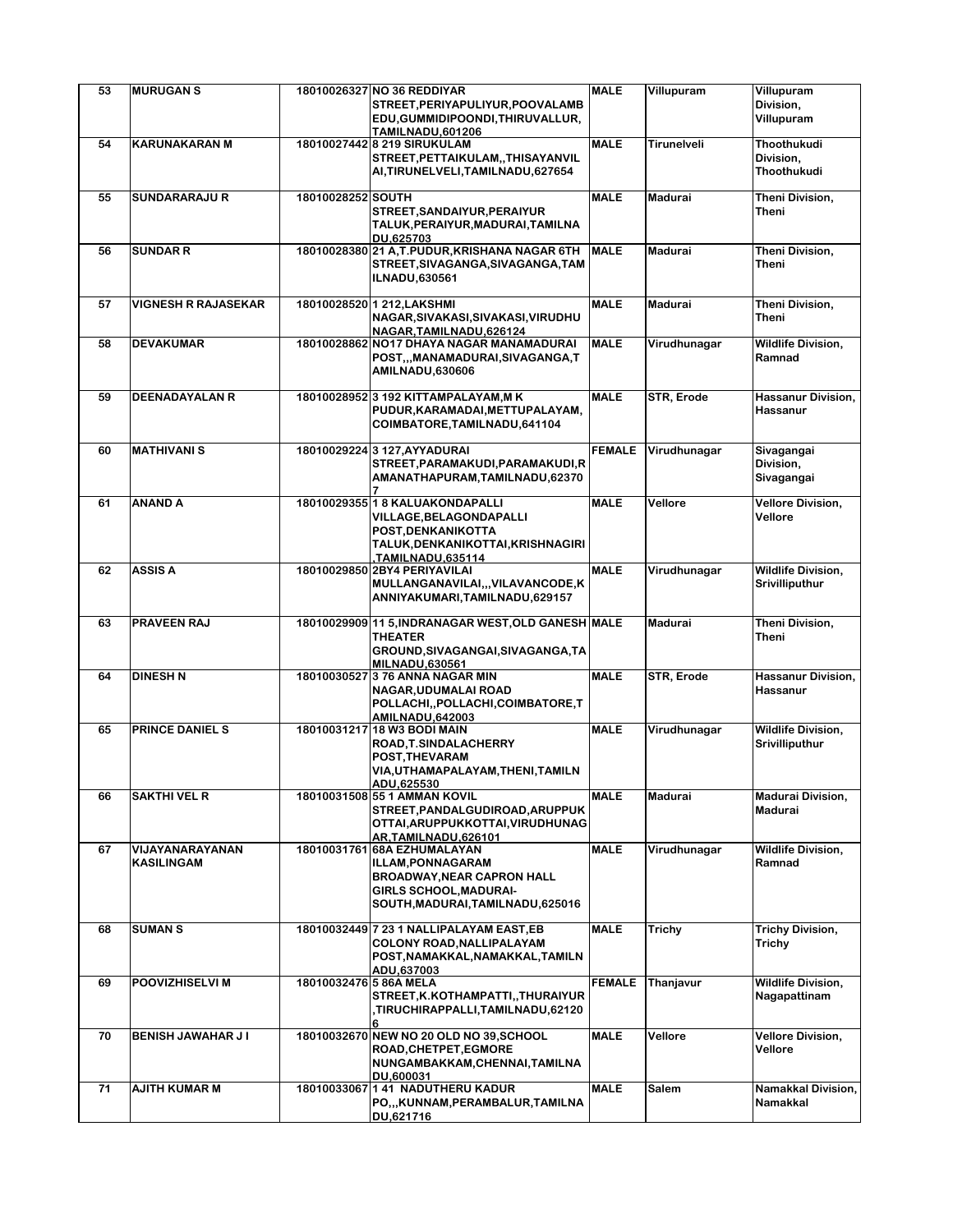| 53 | MURUGAN S | 18010026327 | NO 36 REDDIYAR STREET,PERIYAPULIYUR,POOVALAMBEDU,GUMMIDIPOONDI,THIRUVALLUR,TAMILNADU,601206 | MALE | Villupuram | Villupuram Division, Villupuram |
|---|---|---|---|---|---|---|
| 54 | KARUNAKARAN M | 18010027442 | 8 219 SIRUKULAM STREET,PETTAIKULAM,,THISAYANVILAI,TIRUNELVELI,TAMILNADU,627654 | MALE | Tirunelveli | Thoothukudi Division, Thoothukudi |
| 55 | SUNDARARAJU R | 18010028252 | SOUTH STREET,SANDAIYUR,PERAIYUR TALUK,PERAIYUR,MADURAI,TAMILNADU,625703 | MALE | Madurai | Theni Division, Theni |
| 56 | SUNDAR R | 18010028380 | 21 A,T.PUDUR,KRISHANA NAGAR 6TH STREET,SIVAGANGA,SIVAGANGA,TAMILNADU,630561 | MALE | Madurai | Theni Division, Theni |
| 57 | VIGNESH R RAJASEKAR | 18010028520 | 1 212,LAKSHMI NAGAR,SIVAKASI,SIVAKASI,VIRUDHUNAGAR,TAMILNADU,626124 | MALE | Madurai | Theni Division, Theni |
| 58 | DEVAKUMAR | 18010028862 | NO17 DHAYA NAGAR MANAMADURAI POST,,,MANAMADURAI,SIVAGANGA,TAMILNADU,630606 | MALE | Virudhunagar | Wildlife Division, Ramnad |
| 59 | DEENADAYALAN R | 18010028952 | 3 192 KITTAMPALAYAM,M K PUDUR,KARAMADAI,METTUPALAYAM,COIMBATORE,TAMILNADU,641104 | MALE | STR, Erode | Hassanur Division, Hassanur |
| 60 | MATHIVANI S | 18010029224 | 3 127,AYYADURAI STREET,PARAMAKUDI,PARAMAKUDI,RAMANATHAPURAM,TAMILNADU,623707 | FEMALE | Virudhunagar | Sivagangai Division, Sivagangai |
| 61 | ANAND A | 18010029355 | 1 8 KALUAKONDAPALLI VILLAGE,BELAGONDAPALLI POST,DENKANIKOTTA TALUK,DENKANIKOTTAI,KRISHNAGIRI,TAMILNADU,635114 | MALE | Vellore | Vellore Division, Vellore |
| 62 | ASSIS A | 18010029850 | 2BY4 PERIYAVILAI MULLANGANAVILAI,,,VILAVANCODE,KANNIYAKUMARI,TAMILNADU,629157 | MALE | Virudhunagar | Wildlife Division, Srivilliputhur |
| 63 | PRAVEEN RAJ | 18010029909 | 11 5,INDRANAGAR WEST,OLD GANESH THEATER GROUND,SIVAGANGAI,SIVAGANGA,TAMILNADU,630561 | MALE | Madurai | Theni Division, Theni |
| 64 | DINESH N | 18010030527 | 3 76 ANNA NAGAR MIN NAGAR,UDUMALAI ROAD POLLACHI,,POLLACHI,COIMBATORE,TAMILNADU,642003 | MALE | STR, Erode | Hassanur Division, Hassanur |
| 65 | PRINCE DANIEL S | 18010031217 | 18 W3 BODI MAIN ROAD,T.SINDALACHERRY POST,THEVARAM VIA,UTHAMAPALAYAM,THENI,TAMILNADU,625530 | MALE | Virudhunagar | Wildlife Division, Srivilliputhur |
| 66 | SAKTHI VEL R | 18010031508 | 55 1 AMMAN KOVIL STREET,PANDALGUDIROAD,ARUPPUKOTTAI,ARUPPUKKOTTAI,VIRUDHUNAGAR,TAMILNADU,626101 | MALE | Madurai | Madurai Division, Madurai |
| 67 | VIJAYANARAYANAN KASILINGAM | 18010031761 | 68A EZHUMALAYAN ILLAM,PONNAGARAM BROADWAY,NEAR CAPRON HALL GIRLS SCHOOL,MADURAI-SOUTH,MADURAI,TAMILNADU,625016 | MALE | Virudhunagar | Wildlife Division, Ramnad |
| 68 | SUMAN S | 18010032449 | 7 23 1 NALLIPALAYAM EAST,EB COLONY ROAD,NALLIPALAYAM POST,NAMAKKAL,NAMAKKAL,TAMILNADU,637003 | MALE | Trichy | Trichy Division, Trichy |
| 69 | POOVIZHISELVI M | 18010032476 | 5 86A MELA STREET,K.KOTHAMPATTI,,THURAIYUR,TIRUCHIRAPPALLI,TAMILNADU,621206 | FEMALE | Thanjavur | Wildlife Division, Nagapattinam |
| 70 | BENISH JAWAHAR J I | 18010032670 | NEW NO 20 OLD NO 39,SCHOOL ROAD,CHETPET,EGMORE NUNGAMBAKKAM,CHENNAI,TAMILNADU,600031 | MALE | Vellore | Vellore Division, Vellore |
| 71 | AJITH KUMAR M | 18010033067 | 1 41 NADUTHERU KADUR PO,,,KUNNAM,PERAMBALUR,TAMILNADU,621716 | MALE | Salem | Namakkal Division, Namakkal |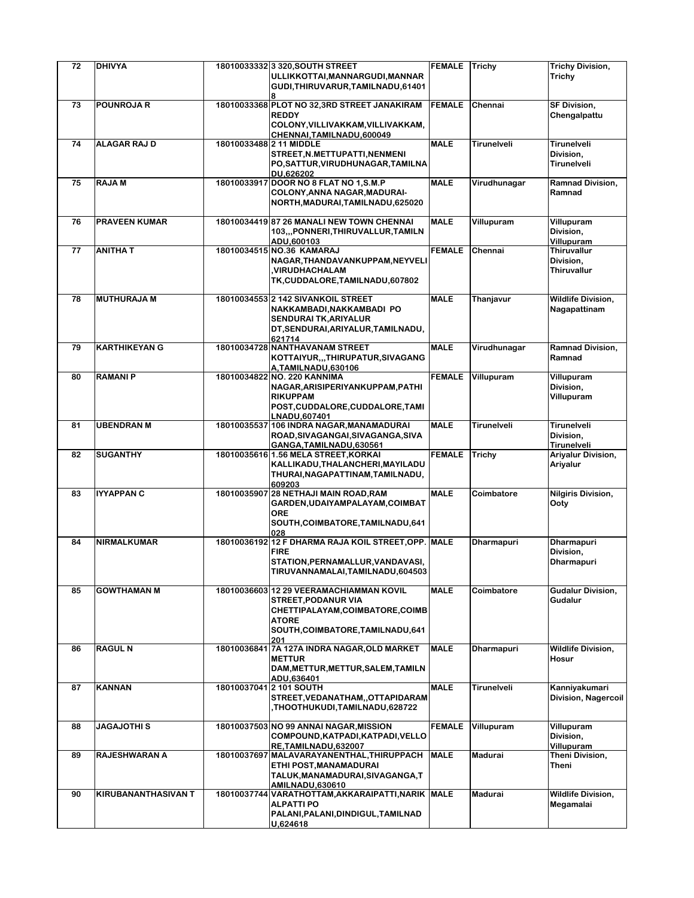| 72 | DHIVYA | 18010033332 | 3 320,SOUTH STREET ULLIKKOTTAI,MANNARGUDI,MANNARGUDI,THIRUVARUR,TAMILNADU,614018 | FEMALE | Trichy | Trichy Division, Trichy |
|---|---|---|---|---|---|---|
| 73 | POUNROJA R | 18010033368 | PLOT NO 32,3RD STREET JANAKIRAM REDDY COLONY,VILLIVAKKAM,VILLIVAKKAM,CHENNAI,TAMILNADU,600049 | FEMALE | Chennai | SF Division, Chengalpattu |
| 74 | ALAGAR RAJ D | 18010033488 | 2 11 MIDDLE STREET,N.METTUPATTI,NENMENI PO,SATTUR,VIRUDHUNAGAR,TAMILNADU,626202 | MALE | Tirunelveli | Tirunelveli Division, Tirunelveli |
| 75 | RAJA M | 18010033917 | DOOR NO 8 FLAT NO 1,S.M.P COLONY,ANNA NAGAR,MADURAI-NORTH,MADURAI,TAMILNADU,625020 | MALE | Virudhunagar | Ramnad Division, Ramnad |
| 76 | PRAVEEN KUMAR | 18010034419 | 87 26 MANALI NEW TOWN CHENNAI 103,,,PONNERI,THIRUVALLUR,TAMILNADU,600103 | MALE | Villupuram | Villupuram Division, Villupuram |
| 77 | ANITHA T | 18010034515 | NO.36 KAMARAJ NAGAR,THANDAVANKUPPAM,NEYVELI,VIRUDHACHALAM TK,CUDDALORE,TAMILNADU,607802 | FEMALE | Chennai | Thiruvallur Division, Thiruvallur |
| 78 | MUTHURAJA M | 18010034553 | 2 142 SIVANKOIL STREET NAKKAMBADI,NAKKAMBADI PO SENDURAI TK,ARIYALUR DT,SENDURAI,ARIYALUR,TAMILNADU,621714 | MALE | Thanjavur | Wildlife Division, Nagapattinam |
| 79 | KARTHIKEYAN G | 18010034728 | NANTHAVANAM STREET KOTTAIYUR,,,THIRUPATUR,SIVAGANGA,TAMILNADU,630106 | MALE | Virudhunagar | Ramnad Division, Ramnad |
| 80 | RAMANI P | 18010034822 | NO. 220 KANNIMA NAGAR,ARISIPERIYANKUPPAM,PATHIRIKUPPAM POST,CUDDALORE,CUDDALORE,TAMILNADU,607401 | FEMALE | Villupuram | Villupuram Division, Villupuram |
| 81 | UBENDRAN M | 18010035537 | 106 INDRA NAGAR,MANAMADURAI ROAD,SIVAGANGAI,SIVAGANGA,SIVAGANGA,TAMILNADU,630561 | MALE | Tirunelveli | Tirunelveli Division, Tirunelveli |
| 82 | SUGANTHY | 18010035616 | 1.56 MELA STREET,KORKAI KALLIKADU,THALANCHERI,MAYILADUTHURAI,NAGAPATTINAM,TAMILNADU,609203 | FEMALE | Trichy | Ariyalur Division, Ariyalur |
| 83 | IYYAPPAN C | 18010035907 | 28 NETHAJI MAIN ROAD,RAM GARDEN,UDAIYAMPALAYAM,COIMBATORE SOUTH,COIMBATORE,TAMILNADU,641028 | MALE | Coimbatore | Nilgiris Division, Ooty |
| 84 | NIRMALKUMAR | 18010036192 | 12 F DHARMA RAJA KOIL STREET,OPP. FIRE STATION,PERNAMALLUR,VANDAVASI,TIRUVANNAMALAI,TAMILNADU,604503 | MALE | Dharmapuri | Dharmapuri Division, Dharmapuri |
| 85 | GOWTHAMAN M | 18010036603 | 12 29 VEERAMACHIAMMAN KOVIL STREET,PODANUR VIA CHETTIPALAYAM,COIMBATORE,COIMBATORE SOUTH,COIMBATORE,TAMILNADU,641201 | MALE | Coimbatore | Gudalur Division, Gudalur |
| 86 | RAGUL N | 18010036841 | 7A 127A INDRA NAGAR,OLD MARKET METTUR DAM,METTUR,METTUR,SALEM,TAMILNADU,636401 | MALE | Dharmapuri | Wildlife Division, Hosur |
| 87 | KANNAN | 18010037041 | 2 101 SOUTH STREET,VEDANATHAM,,OTTAPIDARAM,THOOTHUKUDI,TAMILNADU,628722 | MALE | Tirunelveli | Kanniyakumari Division, Nagercoil |
| 88 | JAGAJOTHI S | 18010037503 | NO 99 ANNAI NAGAR,MISSION COMPOUND,KATPADI,KATPADI,VELLORE,TAMILNADU,632007 | FEMALE | Villupuram | Villupuram Division, Villupuram |
| 89 | RAJESHWARAN A | 18010037697 | MALAVARAYANENTHAL,THIRUPPACHETHI POST,MANAMADURAI TALUK,MANAMADURAI,SIVAGANGA,TAMILNADU,630610 | MALE | Madurai | Theni Division, Theni |
| 90 | KIRUBANANTHASIVAN T | 18010037744 | VARATHOTTAM,AKKARAIPATTI,NARIKALPATTI PO PALANI,PALANI,DINDIGUL,TAMILNADU,624618 | MALE | Madurai | Wildlife Division, Megamalai |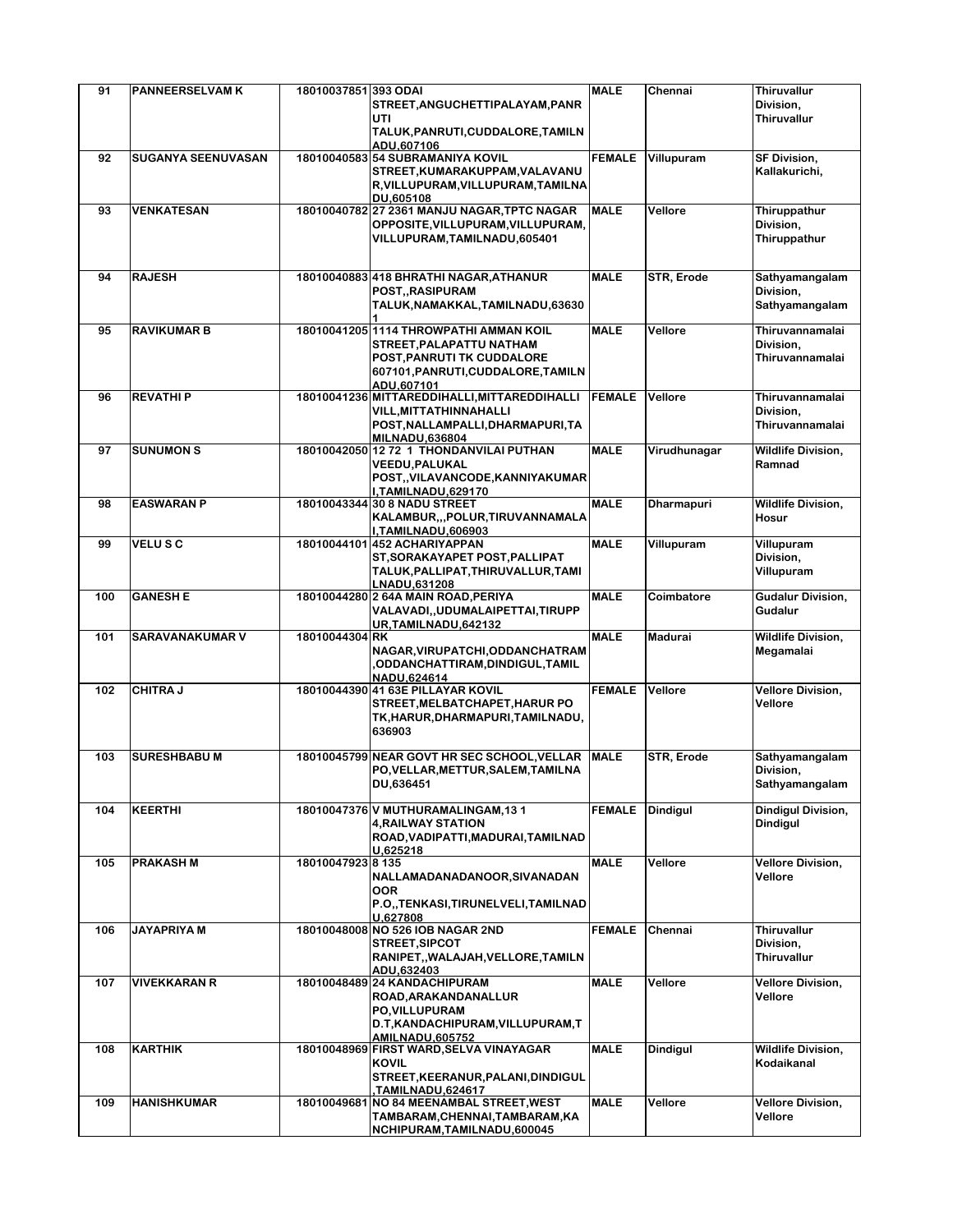| 91 | PANNEERSELVAM K | 18010037851 | 393 ODAI STREET,ANGUCHETTIPALAYAM,PANRUTI TALUK,PANRUTI,CUDDALORE,TAMILNADU,607106 | MALE | Chennai | Thiruvallur Division, Thiruvallur |
|---|---|---|---|---|---|---|
| 92 | SUGANYA SEENUVASAN | 18010040583 | 54 SUBRAMANIYA KOVIL STREET,KUMARAKUPPAM,VALAVANUR,VILLUPURAM,VILLUPURAM,TAMILNADU,605108 | FEMALE | Villupuram | SF Division, Kallakurichi, |
| 93 | VENKATESAN | 18010040782 | 27 2361 MANJU NAGAR,TPTC NAGAR OPPOSITE,VILLUPURAM,VILLUPURAM,VILLUPURAM,TAMILNADU,605401 | MALE | Vellore | Thiruppathur Division, Thiruppathur |
| 94 | RAJESH | 18010040883 | 418 BHRATHI NAGAR,ATHANUR POST,,RASIPURAM TALUK,NAMAKKAL,TAMILNADU,636301 | MALE | STR, Erode | Sathyamangalam Division, Sathyamangalam |
| 95 | RAVIKUMAR B | 18010041205 | 1114 THROWPATHI AMMAN KOIL STREET,PALAPATTU NATHAM POST,PANRUTI TK CUDDALORE 607101,PANRUTI,CUDDALORE,TAMILNADU,607101 | MALE | Vellore | Thiruvannamalai Division, Thiruvannamalai |
| 96 | REVATHI P | 18010041236 | MITTAREDDIHALLI,MITTAREDDIHALLI VILL,MITTATHINNAHALLI POST,NALLAMPALLI,DHARMAPURI,TAMILNADU,636804 | FEMALE | Vellore | Thiruvannamalai Division, Thiruvannamalai |
| 97 | SUNUMON S | 18010042050 | 12 72 1 THONDANVILAI PUTHAN VEEDU,PALUKAL POST,,VILAVANCODE,KANNIYAKUMARI,TAMILNADU,629170 | MALE | Virudhunagar | Wildlife Division, Ramnad |
| 98 | EASWARAN P | 18010043344 | 30 8 NADU STREET KALAMBUR,,,POLUR,TIRUVANNAMALAI,TAMILNADU,606903 | MALE | Dharmapuri | Wildlife Division, Hosur |
| 99 | VELU S C | 18010044101 | 452 ACHARIYAPPAN ST,SORAKAYAPET POST,PALLIPAT TALUK,PALLIPAT,THIRUVALLUR,TAMILNADU,631208 | MALE | Villupuram | Villupuram Division, Villupuram |
| 100 | GANESH E | 18010044280 | 2 64A MAIN ROAD,PERIYA VALAVADI,,UDUMALAIPETTAI,TIRUPPUR,TAMILNADU,642132 | MALE | Coimbatore | Gudalur Division, Gudalur |
| 101 | SARAVANAKUMAR V | 18010044304 | RK NAGAR,VIRUPATCHI,ODDANCHATRAM,ODDANCHATTIRAM,DINDIGUL,TAMILNADU,624614 | MALE | Madurai | Wildlife Division, Megamalai |
| 102 | CHITRA J | 18010044390 | 41 63E PILLAYAR KOVIL STREET,MELBATCHAPET,HARUR PO TK,HARUR,DHARMAPURI,TAMILNADU,636903 | FEMALE | Vellore | Vellore Division, Vellore |
| 103 | SURESHBABU M | 18010045799 | NEAR GOVT HR SEC SCHOOL,VELLAR PO,VELLAR,METTUR,SALEM,TAMILNADU,636451 | MALE | STR, Erode | Sathyamangalam Division, Sathyamangalam |
| 104 | KEERTHI | 18010047376 | V MUTHURAMALINGAM,13 1 4,RAILWAY STATION ROAD,VADIPATTI,MADURAI,TAMILNADU,625218 | FEMALE | Dindigul | Dindigul Division, Dindigul |
| 105 | PRAKASH M | 18010047923 | 8 135 NALLAMADANADANOOR,SIVANADANOOR P.O,,TENKASI,TIRUNELVELI,TAMILNADU,627808 | MALE | Vellore | Vellore Division, Vellore |
| 106 | JAYAPRIYA M | 18010048008 | NO 526 IOB NAGAR 2ND STREET,SIPCOT RANIPET,,WALAJAH,VELLORE,TAMILNADU,632403 | FEMALE | Chennai | Thiruvallur Division, Thiruvallur |
| 107 | VIVEKKARAN R | 18010048489 | 24 KANDACHIPURAM ROAD,ARAKANDANALLUR PO,VILLUPURAM D.T,KANDACHIPURAM,VILLUPURAM,TAMILNADU,605752 | MALE | Vellore | Vellore Division, Vellore |
| 108 | KARTHIK | 18010048969 | FIRST WARD,SELVA VINAYAGAR KOVIL STREET,KEERANUR,PALANI,DINDIGUL,TAMILNADU,624617 | MALE | Dindigul | Wildlife Division, Kodaikanal |
| 109 | HANISHKUMAR | 18010049681 | NO 84 MEENAMBAL STREET,WEST TAMBARAM,CHENNAI,TAMBARAM,KANCHIPURAM,TAMILNADU,600045 | MALE | Vellore | Vellore Division, Vellore |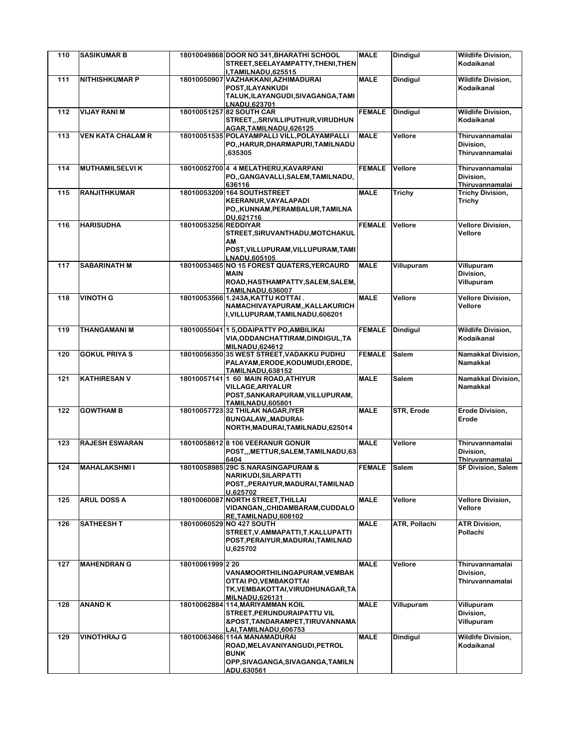| 110 | SASIKUMAR B | 18010049868 | DOOR NO 341,BHARATHI SCHOOL STREET,SEELAYAMPATTY,THENI,THENI,TAMILNADU,625515 | MALE | Dindigul | Wildlife Division, Kodaikanal |
|---|---|---|---|---|---|---|
| 111 | NITHISHKUMAR P | 18010050907 | VAZHAKKANI,AZHIMADURAI POST,ILAYANKUDI TALUK,ILAYANGUDI,SIVAGANGA,TAMILNADU,623701 | MALE | Dindigul | Wildlife Division, Kodaikanal |
| 112 | VIJAY RANI M | 18010051257 | 82 SOUTH CAR STREET,,,SRIVILLIPUTHUR,VIRUDHUNAGAR,TAMILNADU,626125 | FEMALE | Dindigul | Wildlife Division, Kodaikanal |
| 113 | VEN KATA CHALAM R | 18010051535 | POLAYAMPALLI VILL,POLAYAMPALLI PO,,HARUR,DHARMAPURI,TAMILNADU,635305 | MALE | Vellore | Thiruvannamalai Division, Thiruvannamalai |
| 114 | MUTHAMILSELVI K | 18010052700 | 4 4 MELATHERU,KAVARPANI PO,,GANGAVALLI,SALEM,TAMILNADU,636116 | FEMALE | Vellore | Thiruvannamalai Division, Thiruvannamalai |
| 115 | RANJITHKUMAR | 18010053209 | 164 SOUTHSTREET KEERANUR,VAYALAPADI PO,,KUNNAM,PERAMBALUR,TAMILNADU,621716 | MALE | Trichy | Trichy Division, Trichy |
| 116 | HARISUDHA | 18010053256 | REDDIYAR STREET,SIRUVANTHADU,MOTCHAKULAM POST,VILLUPURAM,VILLUPURAM,TAMILNADU,605105 | FEMALE | Vellore | Vellore Division, Vellore |
| 117 | SABARINATH M | 18010053465 | NO 15 FOREST QUATERS,YERCAURD MAIN ROAD,HASTHAMPATTY,SALEM,SALEM,TAMILNADU,636007 | MALE | Villupuram | Villupuram Division, Villupuram |
| 118 | VINOTH G | 18010053566 | 1.243A,KATTU KOTTAI . NAMACHIVAYAPURAM,,KALLAKURICHI,VILLUPURAM,TAMILNADU,606201 | MALE | Vellore | Vellore Division, Vellore |
| 119 | THANGAMANI M | 18010055041 | 1 5,ODAIPATTY PO,AMBILIKAI VIA,ODDANCHATTIRAM,DINDIGUL,TAMILNADU,624612 | FEMALE | Dindigul | Wildlife Division, Kodaikanal |
| 120 | GOKUL PRIYA S | 18010056350 | 35 WEST STREET,VADAKKU PUDHU PALAYAM,ERODE,KODUMUDI,ERODE,TAMILNADU,638152 | FEMALE | Salem | Namakkal Division, Namakkal |
| 121 | KATHIRESAN V | 18010057141 | 1 60 MAIN ROAD,ATHIYUR VILLAGE,ARIYALUR POST,SANKARAPURAM,VILLUPURAM,TAMILNADU,605801 | MALE | Salem | Namakkal Division, Namakkal |
| 122 | GOWTHAM B | 18010057723 | 32 THILAK NAGAR,IYER BUNGALAW,,MADURAI-NORTH,MADURAI,TAMILNADU,625014 | MALE | STR, Erode | Erode Division, Erode |
| 123 | RAJESH ESWARAN | 18010058612 | 8 106 VEERANUR GONUR POST,,,METTUR,SALEM,TAMILNADU,636404 | MALE | Vellore | Thiruvannamalai Division, Thiruvannamalai |
| 124 | MAHALAKSHMI I | 18010058985 | 29C S.NARASINGAPURAM & NARIKUDI,SILARPATTI POST,,PERAIYUR,MADURAI,TAMILNADU,625702 | FEMALE | Salem | SF Division, Salem |
| 125 | ARUL DOSS A | 18010060087 | NORTH STREET,THILLAI VIDANGAN,,CHIDAMBARAM,CUDDALORE,TAMILNADU,608102 | MALE | Vellore | Vellore Division, Vellore |
| 126 | SATHEESH T | 18010060529 | NO 427 SOUTH STREET,V.AMMAPATTI,T.KALLUPATTI POST,PERAIYUR,MADURAI,TAMILNADU,625702 | MALE | ATR, Pollachi | ATR Division, Pollachi |
| 127 | MAHENDRAN G | 18010061999 | 2 20 VANAMOORTHILINGAPURAM,VEMBAKOTTAI PO,VEMBAKOTTAI TK,VEMBAKOTTAI,VIRUDHUNAGAR,TAMILNADU,626131 | MALE | Vellore | Thiruvannamalai Division, Thiruvannamalai |
| 128 | ANAND K | 18010062884 | 114,MARIYAMMAN KOIL STREET,PERUNDURAIPATTU VIL &POST,TANDARAMPET,TIRUVANNAMALAI,TAMILNADU,606753 | MALE | Villupuram | Villupuram Division, Villupuram |
| 129 | VINOTHRAJ G | 18010063466 | 114A MANAMADURAI ROAD,MELAVANIYANGUDI,PETROL BUNK OPP,SIVAGANGA,SIVAGANGA,TAMILNADU,630561 | MALE | Dindigul | Wildlife Division, Kodaikanal |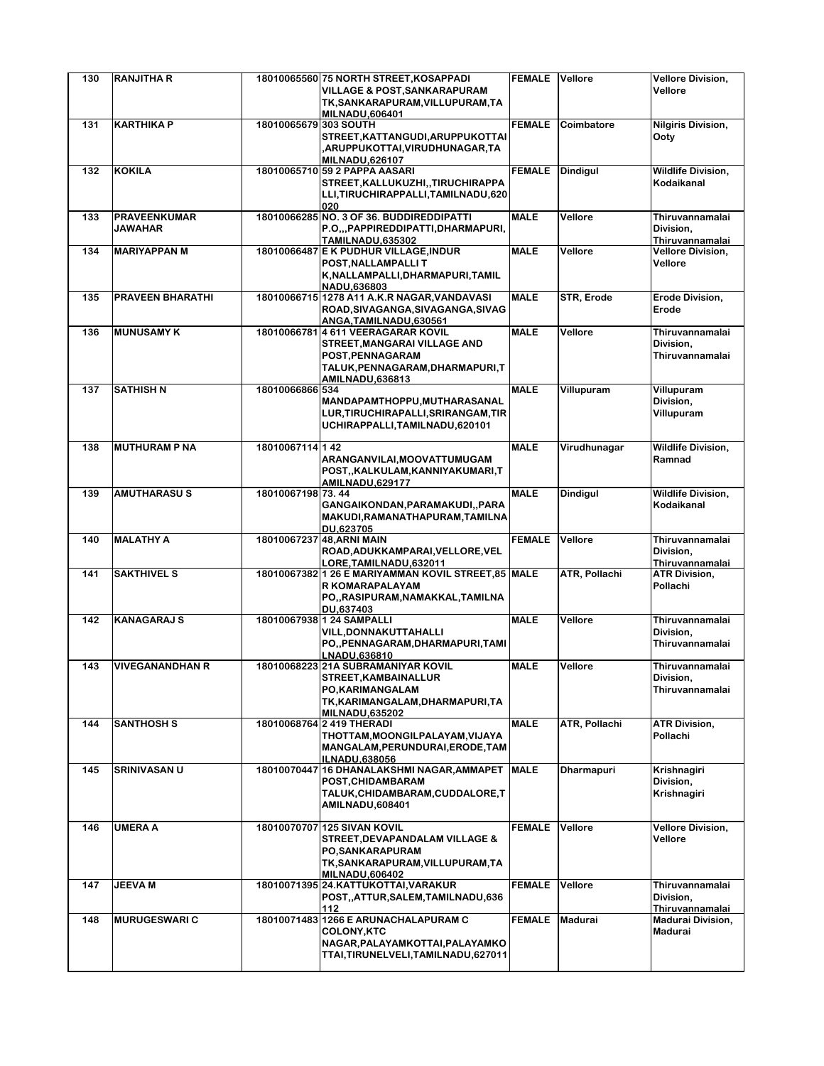| 130 | RANJITHA R | 18010065560 | 75 NORTH STREET,KOSAPPADI VILLAGE & POST,SANKARAPURAM TK,SANKARAPURAM,VILLUPURAM,TAMILNADU,606401 | FEMALE | Vellore | Vellore Division, Vellore |
|---|---|---|---|---|---|---|
| 131 | KARTHIKA P | 18010065679 | 303 SOUTH STREET,KATTANGUDI,ARUPPUKOTTAI,ARUPPUKOTTAI,VIRUDHUNAGAR,TAMILNADU,626107 | FEMALE | Coimbatore | Nilgiris Division, Ooty |
| 132 | KOKILA | 18010065710 | 59 2 PAPPA AASARI STREET,KALLUKUZHI,,TIRUCHIRAPPALLI,TIRUCHIRAPPALLI,TAMILNADU,620020 | FEMALE | Dindigul | Wildlife Division, Kodaikanal |
| 133 | PRAVEENKUMAR JAWAHAR | 18010066285 | NO. 3 OF 36. BUDDIREDDIPATTI P.O,,,PAPPIREDDIPATTI,DHARMAPURI,TAMILNADU,635302 | MALE | Vellore | Thiruvannamalai Division, Thiruvannamalai |
| 134 | MARIYAPPAN M | 18010066487 | E K PUDHUR VILLAGE,INDUR POST,NALLAMPALLI TK,NALLAMPALLI,DHARMAPURI,TAMILNADU,636803 | MALE | Vellore | Vellore Division, Vellore |
| 135 | PRAVEEN BHARATHI | 18010066715 | 1278 A11 A.K.R NAGAR,VANDAVASI ROAD,SIVAGANGA,SIVAGANGA,SIVAGANGA,TAMILNADU,630561 | MALE | STR, Erode | Erode Division, Erode |
| 136 | MUNUSAMY K | 18010066781 | 4 611 VEERAGARAR KOVIL STREET,MANGARAI VILLAGE AND POST,PENNAGARAM TALUK,PENNAGARAM,DHARMAPURI,TAMILNADU,636813 | MALE | Vellore | Thiruvannamalai Division, Thiruvannamalai |
| 137 | SATHISH N | 18010066866 | 534 MANDAPAMTHOPPU,MUTHARASANALLUR,TIRUCHIRAPALLI,SRIRANGAM,TIRUCHIRAPPALLI,TAMILNADU,620101 | MALE | Villupuram | Villupuram Division, Villupuram |
| 138 | MUTHURAM P NA | 18010067114 | 1 42 ARANGANVILAI,MOOVATTUMUGAM POST,,KALKULAM,KANNIYAKUMARI,TAMILNADU,629177 | MALE | Virudhunagar | Wildlife Division, Ramnad |
| 139 | AMUTHARASU S | 18010067198 | 73. 44 GANGAIKONDAN,PARAMAKUDI,,PARAMAKUDI,RAMANATHAPURAM,TAMILNADU,623705 | MALE | Dindigul | Wildlife Division, Kodaikanal |
| 140 | MALATHY A | 18010067237 | 48,ARNI MAIN ROAD,ADUKKAMPARAI,VELLORE,VELLORE,TAMILNADU,632011 | FEMALE | Vellore | Thiruvannamalai Division, Thiruvannamalai |
| 141 | SAKTHIVEL S | 18010067382 | 1 26 E MARIYAMMAN KOVIL STREET,85 R KOMARAPALAYAM PO,,RASIPURAM,NAMAKKAL,TAMILNADU,637403 | MALE | ATR, Pollachi | ATR Division, Pollachi |
| 142 | KANAGARAJ S | 18010067938 | 1 24 SAMPALLI VILL,DONNAKUTTAHALLI PO,,PENNAGARAM,DHARMAPURI,TAMILNADU,636810 | MALE | Vellore | Thiruvannamalai Division, Thiruvannamalai |
| 143 | VIVEGANANDHAN R | 18010068223 | 21A SUBRAMANIYAR KOVIL STREET,KAMBAINALLUR PO,KARIMANGALAM TK,KARIMANGALAM,DHARMAPURI,TAMILNADU,635202 | MALE | Vellore | Thiruvannamalai Division, Thiruvannamalai |
| 144 | SANTHOSH S | 18010068764 | 2 419 THERADI THOTTAM,MOONGILPALAYAM,VIJAYAMANGALAM,PERUNDURAI,ERODE,TAMILNADU,638056 | MALE | ATR, Pollachi | ATR Division, Pollachi |
| 145 | SRINIVASAN U | 18010070447 | 16 DHANALAKSHMI NAGAR,AMMAPET POST,CHIDAMBARAM TALUK,CHIDAMBARAM,CUDDALORE,TAMILNADU,608401 | MALE | Dharmapuri | Krishnagiri Division, Krishnagiri |
| 146 | UMERA A | 18010070707 | 125 SIVAN KOVIL STREET,DEVAPANDALAM VILLAGE & PO,SANKARAPURAM TK,SANKARAPURAM,VILLUPURAM,TAMILNADU,606402 | FEMALE | Vellore | Vellore Division, Vellore |
| 147 | JEEVA M | 18010071395 | 24.KATTUKOTTAI,VARAKUR POST,,ATTUR,SALEM,TAMILNADU,636112 | FEMALE | Vellore | Thiruvannamalai Division, Thiruvannamalai |
| 148 | MURUGESWARI C | 18010071483 | 1266 E ARUNACHALAPURAM C COLONY,KTC NAGAR,PALAYAMKOTTAI,PALAYAMKOTTAI,TIRUNELVELI,TAMILNADU,627011 | FEMALE | Madurai | Madurai Division, Madurai |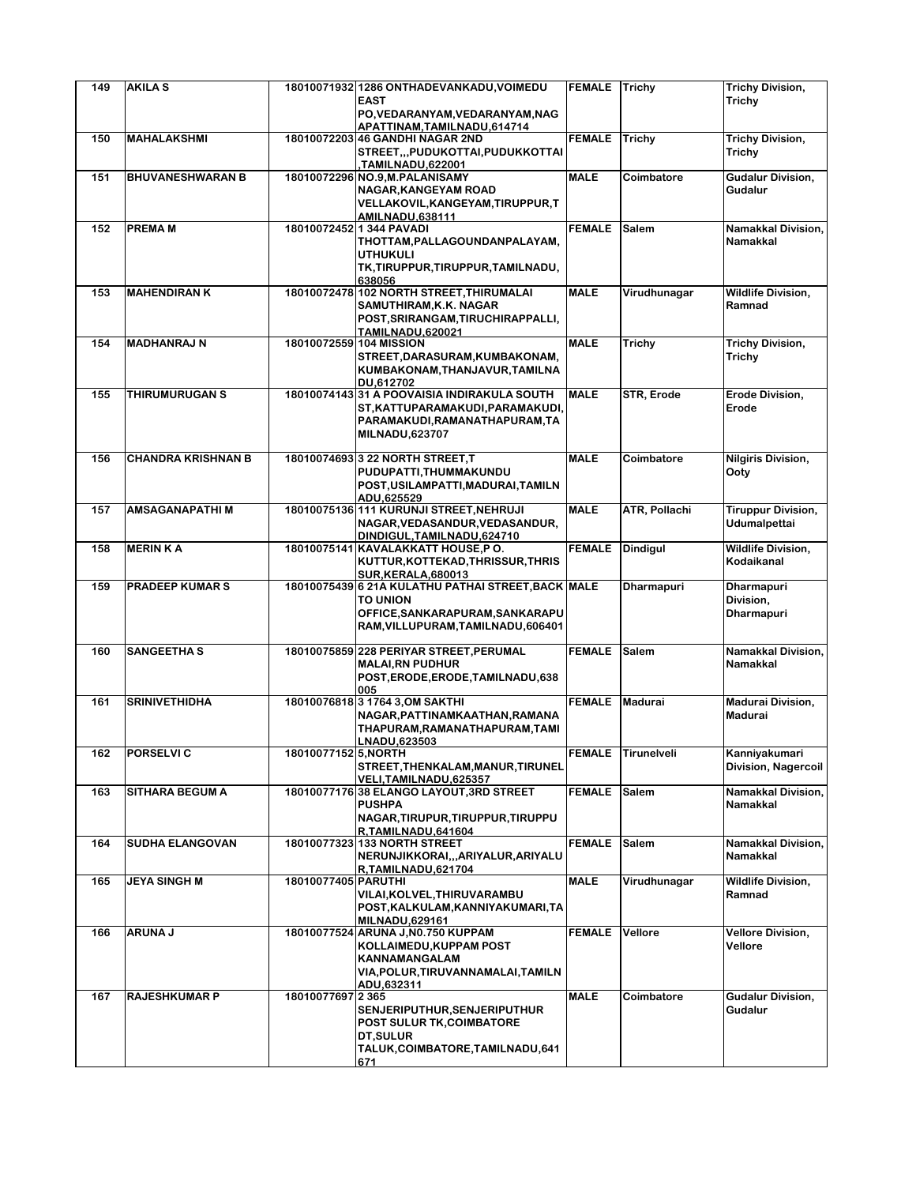| 149 | AKILA S | 18010071932 | 1286 ONTHADEVANKADU,VOIMEDU EAST PO,VEDARANYAM,VEDARANYAM,NAGAPATTINAM,TAMILNADU,614714 | FEMALE | Trichy | Trichy Division, Trichy |
|---|---|---|---|---|---|---|
| 150 | MAHALAKSHMI | 18010072203 | 46 GANDHI NAGAR 2ND STREET,,,PUDUKOTTAI,PUDUKKOTTAI,TAMILNADU,622001 | FEMALE | Trichy | Trichy Division, Trichy |
| 151 | BHUVANESHWARAN B | 18010072296 | NO.9,M.PALANISAMY NAGAR,KANGEYAM ROAD VELLAKOVIL,KANGEYAM,TIRUPPUR,TAMILNADU,638111 | MALE | Coimbatore | Gudalur Division, Gudalur |
| 152 | PREMA M | 18010072452 | 1 344 PAVADI THOTTAM,PALLAGOUNDANPALAYAM,UTHUKULI TK,TIRUPPUR,TIRUPPUR,TAMILNADU,638056 | FEMALE | Salem | Namakkal Division, Namakkal |
| 153 | MAHENDIRAN K | 18010072478 | 102 NORTH STREET,THIRUMALAI SAMUTHIRAM,K.K. NAGAR POST,SRIRANGAM,TIRUCHIRAPPALLI,TAMILNADU,620021 | MALE | Virudhunagar | Wildlife Division, Ramnad |
| 154 | MADHANRAJ N | 18010072559 | 104 MISSION STREET,DARASURAM,KUMBAKONAM,KUMBAKONAM,THANJAVUR,TAMILNADU,612702 | MALE | Trichy | Trichy Division, Trichy |
| 155 | THIRUMURUGAN S | 18010074143 | 31 A POOVAISIA INDIRAKULA SOUTH ST,KATTUPARAMAKUDI,PARAMAKUDI,PARAMAKUDI,RAMANATHAPURAM,TAMILNADU,623707 | MALE | STR, Erode | Erode Division, Erode |
| 156 | CHANDRA KRISHNAN B | 18010074693 | 3 22 NORTH STREET,T PUDUPATTI,THUMMAKUNDU POST,USILAMPATTI,MADURAI,TAMILNADU,625529 | MALE | Coimbatore | Nilgiris Division, Ooty |
| 157 | AMSAGANAPATHI M | 18010075136 | 111 KURUNJI STREET,NEHRUJI NAGAR,VEDASANDUR,VEDASANDUR,DINDIGUL,TAMILNADU,624710 | MALE | ATR, Pollachi | Tiruppur Division, Udumalpettai |
| 158 | MERIN K A | 18010075141 | KAVALAKKATT HOUSE,P O. KUTTUR,KOTTEKAD,THRISSUR,THRISSUR,KERALA,680013 | FEMALE | Dindigul | Wildlife Division, Kodaikanal |
| 159 | PRADEEP KUMAR S | 18010075439 | 6 21A KULATHU PATHAI STREET,BACK TO UNION OFFICE,SANKARAPURAM,SANKARAPURAM,VILLUPURAM,TAMILNADU,606401 | MALE | Dharmapuri | Dharmapuri Division, Dharmapuri |
| 160 | SANGEETHA S | 18010075859 | 228 PERIYAR STREET,PERUMAL MALAI,RN PUDHUR POST,ERODE,ERODE,TAMILNADU,638005 | FEMALE | Salem | Namakkal Division, Namakkal |
| 161 | SRINIVETHIDHA | 18010076818 | 3 1764 3,OM SAKTHI NAGAR,PATTINAMKAATHAN,RAMANATHAPURAM,RAMANATHAPURAM,TAMILNADU,623503 | FEMALE | Madurai | Madurai Division, Madurai |
| 162 | PORSELVI C | 18010077152 | 5,NORTH STREET,THENKALAM,MANUR,TIRUNELVELI,TAMILNADU,625357 | FEMALE | Tirunelveli | Kanniyakumari Division, Nagercoil |
| 163 | SITHARA BEGUM A | 18010077176 | 38 ELANGO LAYOUT,3RD STREET PUSHPA NAGAR,TIRUPUR,TIRUPPUR,TIRUPPUR,TAMILNADU,641604 | FEMALE | Salem | Namakkal Division, Namakkal |
| 164 | SUDHA ELANGOVAN | 18010077323 | 133 NORTH STREET NERUNJIKKORAI,,,ARIYALUR,ARIYALUR,TAMILNADU,621704 | FEMALE | Salem | Namakkal Division, Namakkal |
| 165 | JEYA SINGH M | 18010077405 | PARUTHI VILAI,KOLVEL,THIRUVARAMBU POST,KALKULAM,KANNIYAKUMARI,TAMILNADU,629161 | MALE | Virudhunagar | Wildlife Division, Ramnad |
| 166 | ARUNA J | 18010077524 | ARUNA J,N0.750 KUPPAM KOLLAIMEDU,KUPPAM POST KANNAMANGALAM VIA,POLUR,TIRUVANNAMALAI,TAMILNADU,632311 | FEMALE | Vellore | Vellore Division, Vellore |
| 167 | RAJESHKUMAR P | 18010077697 | 2 365 SENJERIPUTHUR,SENJERIPUTHUR POST SULUR TK,COIMBATORE DT,SULUR TALUK,COIMBATORE,TAMILNADU,641671 | MALE | Coimbatore | Gudalur Division, Gudalur |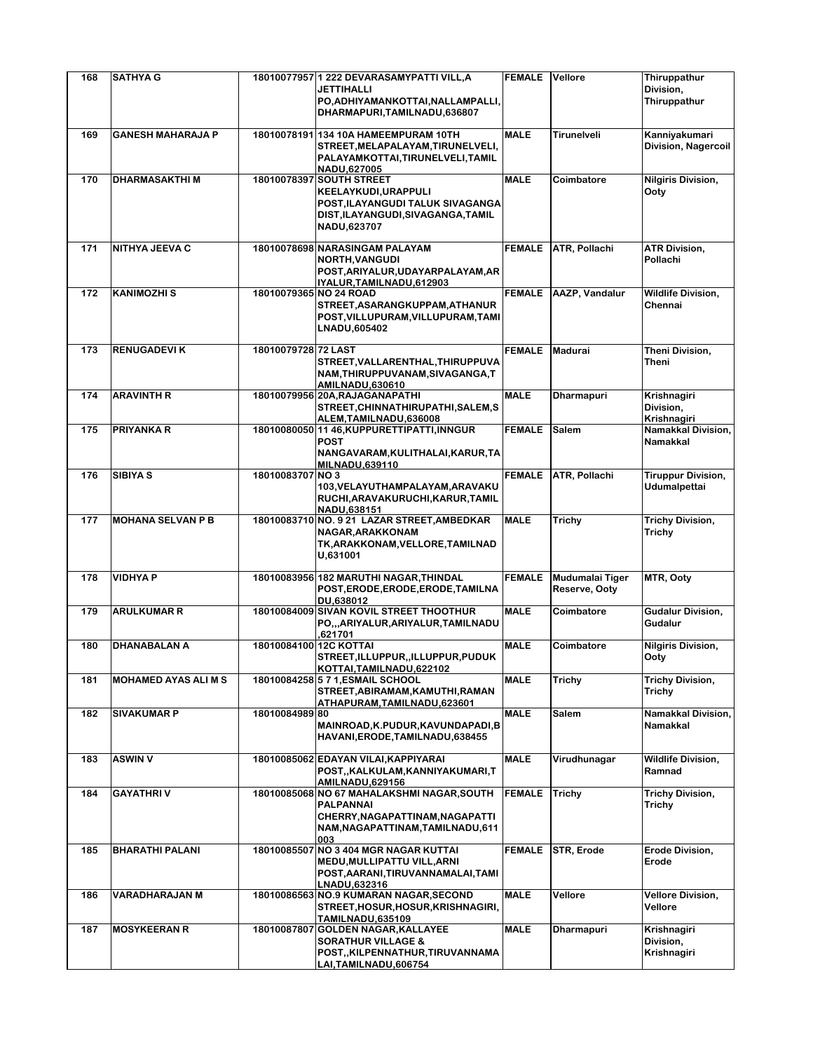| 168 | SATHYA G | 18010077957 | 1 222 DEVARASAMYPATTI VILL,A JETTIHALLI PO,ADHIYAMANKOTTAI,NALLAMPALLI, DHARMAPURI,TAMILNADU,636807 | FEMALE | Vellore | Thiruppathur Division, Thiruppathur |
|---|---|---|---|---|---|---|
| 169 | GANESH MAHARAJA P | 18010078191 | 134 10A HAMEEMPURAM 10TH STREET,MELAPALAYAM,TIRUNELVELI, PALAYAMKOTTAI,TIRUNELVELI,TAMIL NADU,627005 | MALE | Tirunelveli | Kanniyakumari Division, Nagercoil |
| 170 | DHARMASAKTHI M | 18010078397 | SOUTH STREET KEELAYKUDI,URAPPULI POST,ILAYANGUDI TALUK SIVAGANGA DIST,ILAYANGUDI,SIVAGANGA,TAMIL NADU,623707 | MALE | Coimbatore | Nilgiris Division, Ooty |
| 171 | NITHYA JEEVA C | 18010078698 | NARASINGAM PALAYAM NORTH,VANGUDI POST,ARIYALUR,UDAYARPALAYAM,AR IYALUR,TAMILNADU,612903 | FEMALE | ATR, Pollachi | ATR Division, Pollachi |
| 172 | KANIMOZHI S | 18010079365 | NO 24 ROAD STREET,ASARANGKUPPAM,ATHANUR POST,VILLUPURAM,VILLUPURAM,TAMI LNADU,605402 | FEMALE | AAZP, Vandalur | Wildlife Division, Chennai |
| 173 | RENUGADEVI K | 18010079728 | 72 LAST STREET,VALLARENTHAL,THIRUPPUVA NAM,THIRUPPUVANAM,SIVAGANGA,T AMILNADU,630610 | FEMALE | Madurai | Theni Division, Theni |
| 174 | ARAVINTH R | 18010079956 | 20A,RAJAGANAPATHI STREET,CHINNATHIRUPATHI,SALEM,S ALEM,TAMILNADU,636008 | MALE | Dharmapuri | Krishnagiri Division, Krishnagiri |
| 175 | PRIYANKA R | 18010080050 | 11 46,KUPPURETTIPATTI,INNGUR POST NANGAVARAM,KULITHALAI,KARUR,TA MILNADU,639110 | FEMALE | Salem | Namakkal Division, Namakkal |
| 176 | SIBIYA S | 18010083707 | NO 3 103,VELAYUTHAMPALAYAM,ARAVAKU RUCHI,ARAVAKURUCHI,KARUR,TAMIL NADU,638151 | FEMALE | ATR, Pollachi | Tiruppur Division, Udumalpettai |
| 177 | MOHANA SELVAN P B | 18010083710 | NO. 9 21 LAZAR STREET,AMBEDKAR NAGAR,ARAKKONAM TK,ARAKKONAM,VELLORE,TAMILNAD U,631001 | MALE | Trichy | Trichy Division, Trichy |
| 178 | VIDHYA P | 18010083956 | 182 MARUTHI NAGAR,THINDAL POST,ERODE,ERODE,ERODE,TAMILNA DU,638012 | FEMALE | Mudumalai Tiger Reserve, Ooty | MTR, Ooty |
| 179 | ARULKUMAR R | 18010084009 | SIVAN KOVIL STREET THOOTHUR PO,,,ARIYALUR,ARIYALUR,TAMILNADU ,621701 | MALE | Coimbatore | Gudalur Division, Gudalur |
| 180 | DHANABALAN A | 18010084100 | 12C KOTTAI STREET,ILLUPPUR,,ILLUPPUR,PUDUK KOTTAI,TAMILNADU,622102 | MALE | Coimbatore | Nilgiris Division, Ooty |
| 181 | MOHAMED AYAS ALI M S | 18010084258 | 5 7 1,ESMAIL SCHOOL STREET,ABIRAMAM,KAMUTHI,RAMAN ATHAPURAM,TAMILNADU,623601 | MALE | Trichy | Trichy Division, Trichy |
| 182 | SIVAKUMAR P | 18010084989 | 80 MAINROAD,K.PUDUR,KAVUNDAPADI,B HAVANI,ERODE,TAMILNADU,638455 | MALE | Salem | Namakkal Division, Namakkal |
| 183 | ASWIN V | 18010085062 | EDAYAN VILAI,KAPPIYARAI POST,,KALKULAM,KANNIYAKUMARI,T AMILNADU,629156 | MALE | Virudhunagar | Wildlife Division, Ramnad |
| 184 | GAYATHRI V | 18010085068 | NO 67 MAHALAKSHMI NAGAR,SOUTH PALPANNAI CHERRY,NAGAPATTINAM,NAGAPATTI NAM,NAGAPATTINAM,TAMILNADU,611 003 | FEMALE | Trichy | Trichy Division, Trichy |
| 185 | BHARATHI PALANI | 18010085507 | NO 3 404 MGR NAGAR KUTTAI MEDU,MULLIPATTU VILL,ARNI POST,AARANI,TIRUVANNAMALAI,TAMI LNADU,632316 | FEMALE | STR, Erode | Erode Division, Erode |
| 186 | VARADHARAJAN M | 18010086563 | NO.9 KUMARAN NAGAR,SECOND STREET,HOSUR,HOSUR,KRISHNAGIRI, TAMILNADU,635109 | MALE | Vellore | Vellore Division, Vellore |
| 187 | MOSYKEERAN R | 18010087807 | GOLDEN NAGAR,KALLAYEE SORATHUR VILLAGE & POST,,KILPENNATHUR,TIRUVANNAMA LAI,TAMILNADU,606754 | MALE | Dharmapuri | Krishnagiri Division, Krishnagiri |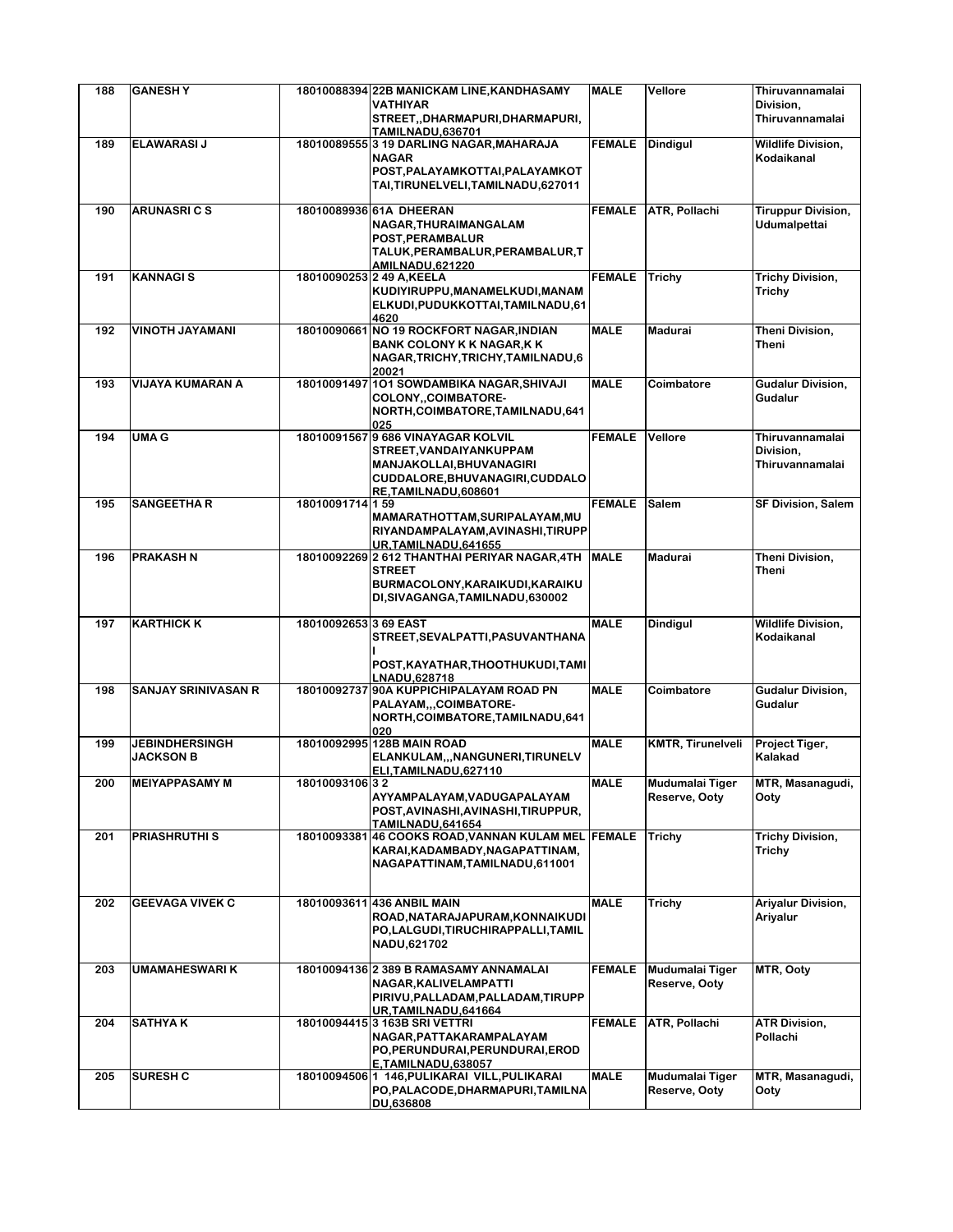| 188 | GANESH Y | 18010088394 | 22B MANICKAM LINE,KANDHASAMY VATHIYAR STREET,,DHARMAPURI,DHARMAPURI, TAMILNADU,636701 | MALE | Vellore | Thiruvannamalai Division, Thiruvannamalai |
|---|---|---|---|---|---|---|
| 189 | ELAWARASI J | 18010089555 | 3 19 DARLING NAGAR,MAHARAJA NAGAR POST,PALAYAMKOTTAI,PALAYAMKOT TAI,TIRUNELVELI,TAMILNADU,627011 | FEMALE | Dindigul | Wildlife Division, Kodaikanal |
| 190 | ARUNASRI C S | 18010089936 | 61A DHEERAN NAGAR,THURAIMANGALAM POST,PERAMBALUR TALUK,PERAMBALUR,PERAMBALUR,T AMILNADU,621220 | FEMALE | ATR, Pollachi | Tiruppur Division, Udumalpettai |
| 191 | KANNAGI S | 18010090253 | 2 49 A,KEELA KUDIYIRUPPU,MANAMELKUDI,MANAM ELKUDI,PUDUKKOTTAI,TAMILNADU,61 4620 | FEMALE | Trichy | Trichy Division, Trichy |
| 192 | VINOTH JAYAMANI | 18010090661 | NO 19 ROCKFORT NAGAR,INDIAN BANK COLONY K K NAGAR,K K NAGAR,TRICHY,TRICHY,TAMILNADU,6 20021 | MALE | Madurai | Theni Division, Theni |
| 193 | VIJAYA KUMARAN A | 18010091497 | 1O1 SOWDAMBIKA NAGAR,SHIVAJI COLONY,,COIMBATORE-NORTH,COIMBATORE,TAMILNADU,641 025 | MALE | Coimbatore | Gudalur Division, Gudalur |
| 194 | UMA G | 18010091567 | 9 686 VINAYAGAR KOLVIL STREET,VANDAIYANKUPPAM MANJAKOLLAI,BHUVANAGIRI CUDDALORE,BHUVANAGIRI,CUDDALO RE,TAMILNADU,608601 | FEMALE | Vellore | Thiruvannamalai Division, Thiruvannamalai |
| 195 | SANGEETHA R | 18010091714 | 1 59 MAMARATHOTTAM,SURIPALAYAM,MU RIYANDAMPALAYAM,AVINASHI,TIRUPP UR,TAMILNADU,641655 | FEMALE | Salem | SF Division, Salem |
| 196 | PRAKASH N | 18010092269 | 2 612 THANTHAI PERIYAR NAGAR,4TH STREET BURMACOLONY,KARAIKUDI,KARAIKU DI,SIVAGANGA,TAMILNADU,630002 | MALE | Madurai | Theni Division, Theni |
| 197 | KARTHICK K | 18010092653 | 3 69 EAST STREET,SEVALPATTI,PASUVANTHANA I POST,KAYATHAR,THOOTHUKUDI,TAMI LNADU,628718 | MALE | Dindigul | Wildlife Division, Kodaikanal |
| 198 | SANJAY SRINIVASAN R | 18010092737 | 90A KUPPICHIPALAYAM ROAD PN PALAYAM,,,COIMBATORE-NORTH,COIMBATORE,TAMILNADU,641 020 | MALE | Coimbatore | Gudalur Division, Gudalur |
| 199 | JEBINDHERSINGH JACKSON B | 18010092995 | 128B MAIN ROAD ELANKULAM,,,NANGUNERI,TIRUNELV ELI,TAMILNADU,627110 | MALE | KMTR, Tirunelveli | Project Tiger, Kalakad |
| 200 | MEIYAPPASAMY M | 18010093106 | 3 2 AYYAMPALAYAM,VADUGAPALAYAM POST,AVINASHI,AVINASHI,TIRUPPUR, TAMILNADU,641654 | MALE | Mudumalai Tiger Reserve, Ooty | MTR, Masanagudi, Ooty |
| 201 | PRIASHRUTHI S | 18010093381 | 46 COOKS ROAD,VANNAN KULAM MEL KARAI,KADAMBADY,NAGAPATTINAM, NAGAPATTINAM,TAMILNADU,611001 | FEMALE | Trichy | Trichy Division, Trichy |
| 202 | GEEVAGA VIVEK C | 18010093611 | 436 ANBIL MAIN ROAD,NATARAJAPURAM,KONNAIKUDI PO,LALGUDI,TIRUCHIRAPPALLI,TAMIL NADU,621702 | MALE | Trichy | Ariyalur Division, Ariyalur |
| 203 | UMAMAHESWARI K | 18010094136 | 2 389 B RAMASAMY ANNAMALAI NAGAR,KALIVELAMPATTI PIRIVU,PALLADAM,PALLADAM,TIRUPP UR,TAMILNADU,641664 | FEMALE | Mudumalai Tiger Reserve, Ooty | MTR, Ooty |
| 204 | SATHYA K | 18010094415 | 3 163B SRI VETTRI NAGAR,PATTAKARAMPALAYAM PO,PERUNDURAI,PERUNDURAI,EROD E,TAMILNADU,638057 | FEMALE | ATR, Pollachi | ATR Division, Pollachi |
| 205 | SURESH C | 18010094506 | 1 146,PULIKARAI VILL,PULIKARAI PO,PALACODE,DHARMAPURI,TAMILNA DU,636808 | MALE | Mudumalai Tiger Reserve, Ooty | MTR, Masanagudi, Ooty |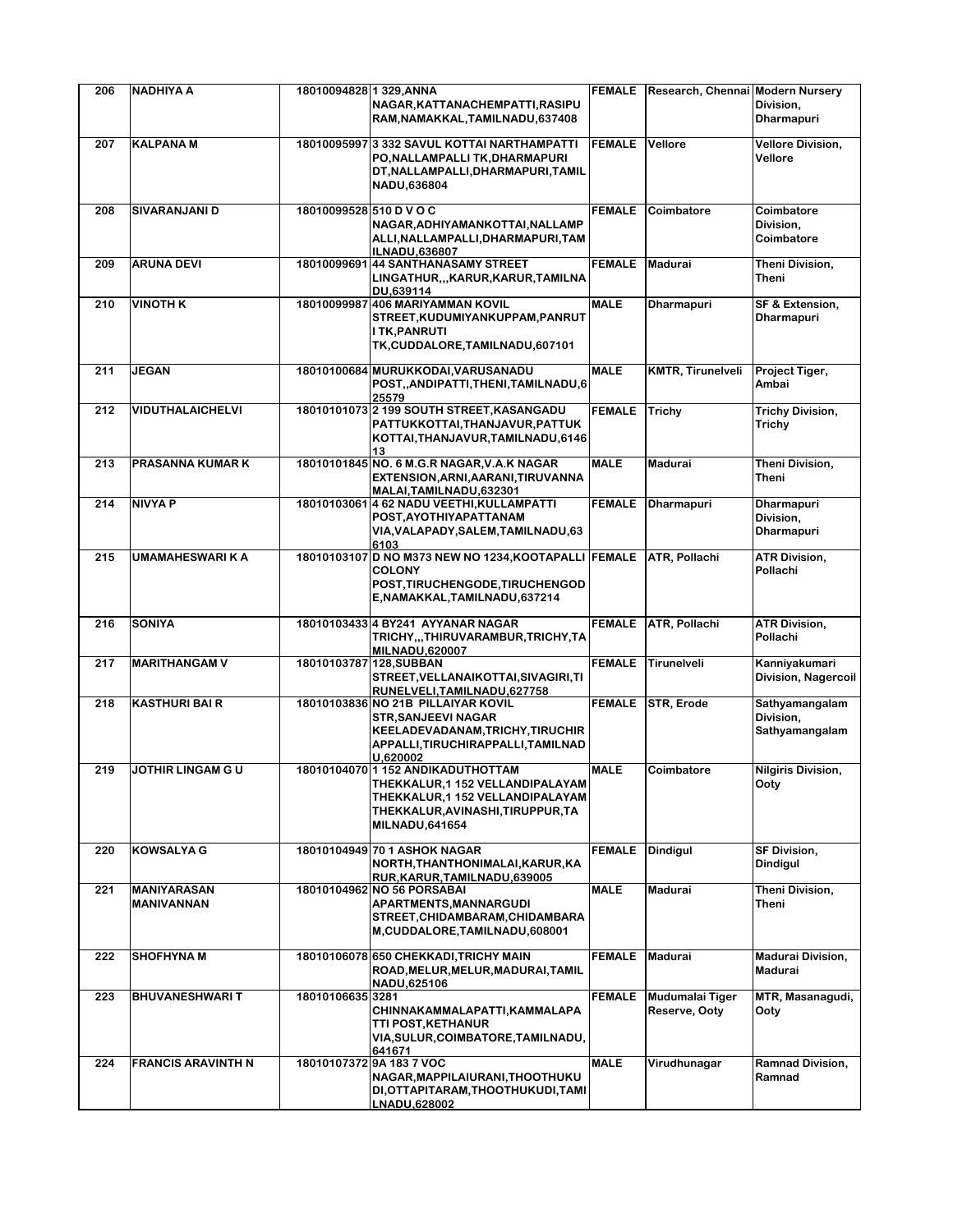| 206 | NADHIYA A | 18010094828 | 1 329,ANNA NAGAR,KATTANACHEMPATTI,RASIPURAM,NAMAKKAL,TAMILNADU,637408 | FEMALE | Research, Chennai | Modern Nursery Division, Dharmapuri |
|---|---|---|---|---|---|---|
| 207 | KALPANA M | 18010095997 | 3 332 SAVUL KOTTAI NARTHAMPATTI PO,NALLAMPALLI TK,DHARMAPURI DT,NALLAMPALLI,DHARMAPURI,TAMILNADU,636804 | FEMALE | Vellore | Vellore Division, Vellore |
| 208 | SIVARANJANI D | 18010099528 | 510 D V O C NAGAR,ADHIYAMANKOTTAI,NALLAMPALLI,NALLAMPALLI,DHARMAPURI,TAMILNADU,636807 | FEMALE | Coimbatore | Coimbatore Division, Coimbatore |
| 209 | ARUNA DEVI | 18010099691 | 44 SANTHANASAMY STREET LINGATHUR,,,KARUR,KARUR,TAMILNADU,639114 | FEMALE | Madurai | Theni Division, Theni |
| 210 | VINOTH K | 18010099987 | 406 MARIYAMMAN KOVIL STREET,KUDUMIYANKUPPAM,PANRUTI TK,PANRUTI TK,CUDDALORE,TAMILNADU,607101 | MALE | Dharmapuri | SF & Extension, Dharmapuri |
| 211 | JEGAN | 18010100684 | MURUKKODAI,VARUSANADU POST,,ANDIPATTI,THENI,TAMILNADU,625579 | MALE | KMTR, Tirunelveli | Project Tiger, Ambai |
| 212 | VIDUTHALAICHELVI | 18010101073 | 2 199 SOUTH STREET,KASANGADU PATTUKKOTTAI,THANJAVUR,PATTUKKOTTAI,THANJAVUR,TAMILNADU,614613 | FEMALE | Trichy | Trichy Division, Trichy |
| 213 | PRASANNA KUMAR K | 18010101845 | NO. 6 M.G.R NAGAR,V.A.K NAGAR EXTENSION,ARNI,AARANI,TIRUVANNAMALAI,TAMILNADU,632301 | MALE | Madurai | Theni Division, Theni |
| 214 | NIVYA P | 18010103061 | 4 62 NADU VEETHI,KULLAMPATTI POST,AYOTHIYAPATTANAM VIA,VALAPADY,SALEM,TAMILNADU,636103 | FEMALE | Dharmapuri | Dharmapuri Division, Dharmapuri |
| 215 | UMAMAHESWARI K A | 18010103107 | D NO M373 NEW NO 1234,KOOTAPALLI COLONY POST,TIRUCHENGODE,TIRUCHENGODE,NAMAKKAL,TAMILNADU,637214 | FEMALE | ATR, Pollachi | ATR Division, Pollachi |
| 216 | SONIYA | 18010103433 | 4 BY241 AYYANAR NAGAR TRICHY,,,THIRUVARAMBUR,TRICHY,TAMILNADU,620007 | FEMALE | ATR, Pollachi | ATR Division, Pollachi |
| 217 | MARITHANGAM V | 18010103787 | 128,SUBBAN STREET,VELLANAIKOTTAI,SIVAGIRI,TIRUNELVELI,TAMILNADU,627758 | FEMALE | Tirunelveli | Kanniyakumari Division, Nagercoil |
| 218 | KASTHURI BAI R | 18010103836 | NO 21B PILLAIYAR KOVIL STR,SANJEEVI NAGAR KEELADEVADANAM,TRICHY,TIRUCHIRAPPALLI,TIRUCHIRAPPALLI,TAMILNADU,620002 | FEMALE | STR, Erode | Sathyamangalam Division, Sathyamangalam |
| 219 | JOTHIR LINGAM G U | 18010104070 | 1 152 ANDIKADUTHOTTAM THEKKALUR,1 152 VELLANDIPALAYAM THEKKALUR,1 152 VELLANDIPALAYAM THEKKALUR,AVINASHI,TIRUPPUR,TAMILNADU,641654 | MALE | Coimbatore | Nilgiris Division, Ooty |
| 220 | KOWSALYA G | 18010104949 | 70 1 ASHOK NAGAR NORTH,THANTHONIMALAI,KARUR,KARUR,KARUR,TAMILNADU,639005 | FEMALE | Dindigul | SF Division, Dindigul |
| 221 | MANIYARASAN MANIVANNAN | 18010104962 | NO 56 PORSABAI APARTMENTS,MANNARGUDI STREET,CHIDAMBARAM,CHIDAMBARAM,CUDDALORE,TAMILNADU,608001 | MALE | Madurai | Theni Division, Theni |
| 222 | SHOFHYNA M | 18010106078 | 650 CHEKKADI,TRICHY MAIN ROAD,MELUR,MELUR,MADURAI,TAMILNADU,625106 | FEMALE | Madurai | Madurai Division, Madurai |
| 223 | BHUVANESHWARI T | 18010106635 | 3281 CHINNAKAMMALAPATTI,KAMMALAPATTI POST,KETHANUR VIA,SULUR,COIMBATORE,TAMILNADU,641671 | FEMALE | Mudumalai Tiger Reserve, Ooty | MTR, Masanagudi, Ooty |
| 224 | FRANCIS ARAVINTH N | 18010107372 | 9A 183 7 VOC NAGAR,MAPPILAIURANI,THOOTHUKUDI,OTTAPITARAM,THOOTHUKUDI,TAMILNADU,628002 | MALE | Virudhunagar | Ramnad Division, Ramnad |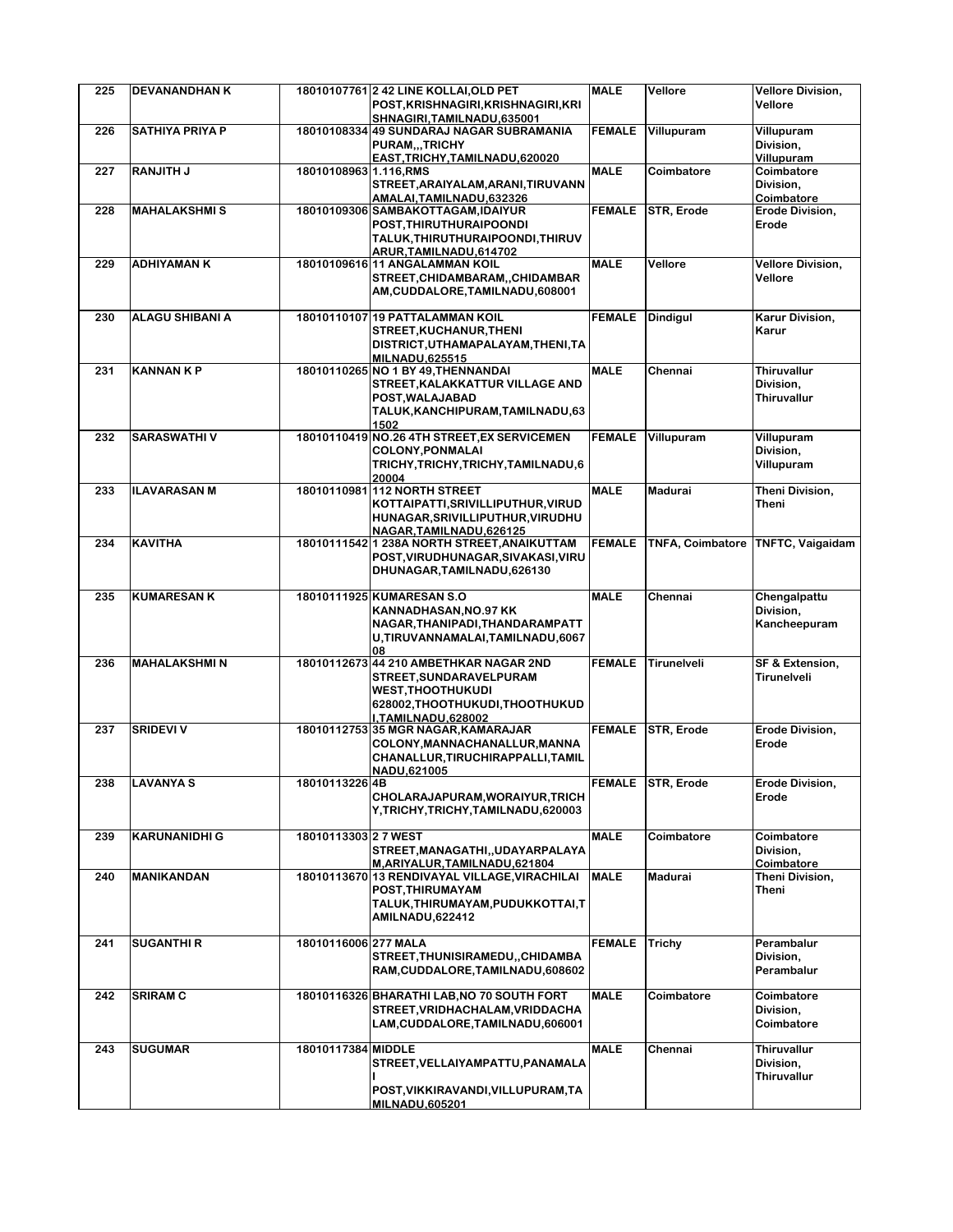| 225 | DEVANANDHAN K | 18010107761 | 2 42 LINE KOLLAI,OLD PET POST,KRISHNAGIRI,KRISHNAGIRI,KRISHNAGIRI,TAMILNADU,635001 | MALE | Vellore | Vellore Division, Vellore |
|---|---|---|---|---|---|---|
| 226 | SATHIYA PRIYA P | 18010108334 | 49 SUNDARAJ NAGAR SUBRAMANIA PURAM,,,TRICHY EAST,TRICHY,TAMILNADU,620020 | FEMALE | Villupuram | Villupuram Division, Villupuram |
| 227 | RANJITH J | 18010108963 | 1.116,RMS STREET,ARAIYALAM,ARANI,TIRUVANNAMALAI,TAMILNADU,632326 | MALE | Coimbatore | Coimbatore Division, Coimbatore |
| 228 | MAHALAKSHMI S | 18010109306 | SAMBAKOTTAGAM,IDAIYUR POST,THIRUTHURAIPOONDI TALUK,THIRUTHURAIPOONDI,THIRUVARUR,TAMILNADU,614702 | FEMALE | STR, Erode | Erode Division, Erode |
| 229 | ADHIYAMAN K | 18010109616 | 11 ANGALAMMAN KOIL STREET,CHIDAMBARAM,,CHIDAMBARAM,CUDDALORE,TAMILNADU,608001 | MALE | Vellore | Vellore Division, Vellore |
| 230 | ALAGU SHIBANI A | 18010110107 | 19 PATTALAMMAN KOIL STREET,KUCHANUR,THENI DISTRICT,UTHAMAPALAYAM,THENI,TAMILNADU,625515 | FEMALE | Dindigul | Karur Division, Karur |
| 231 | KANNAN K P | 18010110265 | NO 1 BY 49,THENNANDAI STREET,KALAKKATTUR VILLAGE AND POST,WALAJABAD TALUK,KANCHIPURAM,TAMILNADU,631502 | MALE | Chennai | Thiruvallur Division, Thiruvallur |
| 232 | SARASWATHI V | 18010110419 | NO.26 4TH STREET,EX SERVICEMEN COLONY,PONMALAI TRICHY,TRICHY,TRICHY,TAMILNADU,620004 | FEMALE | Villupuram | Villupuram Division, Villupuram |
| 233 | ILAVARASAN M | 18010110981 | 112 NORTH STREET KOTTAIPATTI,SRIVILLIPUTHUR,VIRUDHUNAGAR,SRIVILLIPUTHUR,VIRUDHUNAGAR,TAMILNADU,626125 | MALE | Madurai | Theni Division, Theni |
| 234 | KAVITHA | 18010111542 | 1 238A NORTH STREET,ANAIKUTTAM POST,VIRUDHUNAGAR,SIVAKASI,VIRUDHUNAGAR,TAMILNADU,626130 | FEMALE | TNFA, Coimbatore | TNFTC, Vaigaidam |
| 235 | KUMARESAN K | 18010111925 | KUMARESAN S.O KANNADHASAN,NO.97 KK NAGAR,THANIPADI,THANDARAMPATTU,TIRUVANNAMALAI,TAMILNADU,606708 | MALE | Chennai | Chengalpattu Division, Kancheepuram |
| 236 | MAHALAKSHMI N | 18010112673 | 44 210 AMBETHKAR NAGAR 2ND STREET,SUNDARAVELPURAM WEST,THOOTHUKUDI 628002,THOOTHUKUDI,THOOTHUKUDI,TAMILNADU,628002 | FEMALE | Tirunelveli | SF & Extension, Tirunelveli |
| 237 | SRIDEVI V | 18010112753 | 35 MGR NAGAR,KAMARAJAR COLONY,MANNACHANALLUR,MANNACHANALLUR,TIRUCHIRAPPALLI,TAMILNADU,621005 | FEMALE | STR, Erode | Erode Division, Erode |
| 238 | LAVANYA S | 18010113226 | 4B CHOLARAJAPURAM,WORAIYUR,TRICHY,TRICHY,TRICHY,TAMILNADU,620003 | FEMALE | STR, Erode | Erode Division, Erode |
| 239 | KARUNANIDHI G | 18010113303 | 2 7 WEST STREET,MANAGATHI,,UDAYARPALAYAM,ARIYALUR,TAMILNADU,621804 | MALE | Coimbatore | Coimbatore Division, Coimbatore |
| 240 | MANIKANDAN | 18010113670 | 13 RENDIVAYAL VILLAGE,VIRACHILAI POST,THIRUMAYAM TALUK,THIRUMAYAM,PUDUKKOTTAI,TAMILNADU,622412 | MALE | Madurai | Theni Division, Theni |
| 241 | SUGANTHI R | 18010116006 | 277 MALA STREET,THUNISIRAMEDU,,CHIDAMBARAM,CUDDALORE,TAMILNADU,608602 | FEMALE | Trichy | Perambalur Division, Perambalur |
| 242 | SRIRAM C | 18010116326 | BHARATHI LAB,NO 70 SOUTH FORT STREET,VRIDHACHALAM,VRIDDACHALAM,CUDDALORE,TAMILNADU,606001 | MALE | Coimbatore | Coimbatore Division, Coimbatore |
| 243 | SUGUMAR | 18010117384 | MIDDLE STREET,VELLAIYAMPATTU,PANAMALAI POST,VIKKIRAVANDI,VILLUPURAM,TAMILNADU,605201 | MALE | Chennai | Thiruvallur Division, Thiruvallur |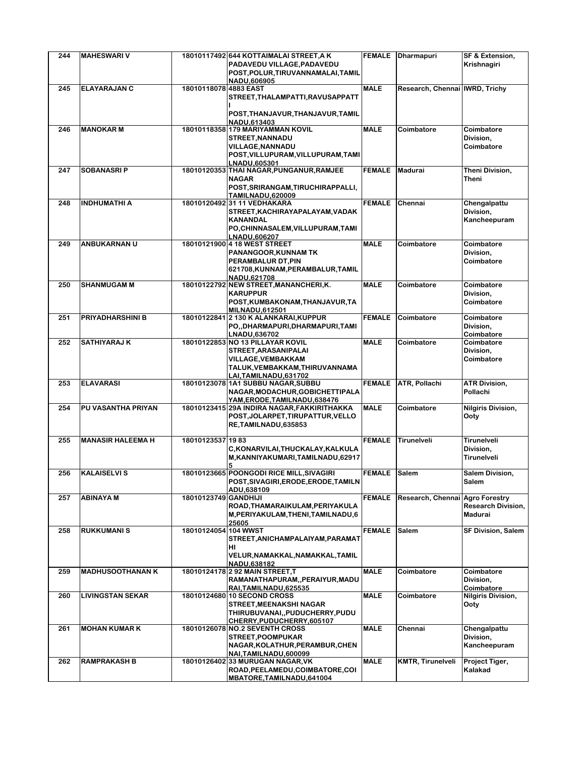| 244 | MAHESWARI V | 18010117492 | 644 KOTTAIMALAI STREET,A K PADAVEDU VILLAGE,PADAVEDU POST,POLUR,TIRUVANNAMALAI,TAMIL NADU,606905 | FEMALE | Dharmapuri | SF & Extension, Krishnagiri |
|---|---|---|---|---|---|---|
| 245 | ELAYARAJAN C | 18010118078 | 4883 EAST STREET,THALAMPATTI,RAVUSAPPATT I POST,THANJAVUR,THANJAVUR,TAMIL NADU,613403 | MALE | Research, Chennai | IWRD, Trichy |
| 246 | MANOKAR M | 18010118358 | 179 MARIYAMMAN KOVIL STREET,NANNADU VILLAGE,NANNADU POST,VILLUPURAM,VILLUPURAM,TAMI LNADU,605301 | MALE | Coimbatore | Coimbatore Division, Coimbatore |
| 247 | SOBANASRI P | 18010120353 | THAI NAGAR,PUNGANUR,RAMJEE NAGAR POST,SRIRANGAM,TIRUCHIRAPPALLI, TAMILNADU,620009 | FEMALE | Madurai | Theni Division, Theni |
| 248 | INDHUMATHI A | 18010120492 | 31 11 VEDHAKARA STREET,KACHIRAYAPALAYAM,VADAK KANANDAL PO,CHINNASALEM,VILLUPURAM,TAMI LNADU,606207 | FEMALE | Chennai | Chengalpattu Division, Kancheepuram |
| 249 | ANBUKARNAN U | 18010121900 | 4 18 WEST STREET PANANGOOR,KUNNAM TK PERAMBALUR DT,PIN 621708,KUNNAM,PERAMBALUR,TAMIL NADU,621708 | MALE | Coimbatore | Coimbatore Division, Coimbatore |
| 250 | SHANMUGAM M | 18010122792 | NEW STREET,MANANCHERI,K. KARUPPUR POST,KUMBAKONAM,THANJAVUR,TA MILNADU,612501 | MALE | Coimbatore | Coimbatore Division, Coimbatore |
| 251 | PRIYADHARSHINI B | 18010122841 | 2 130 K ALANKARAI,KUPPUR PO,,DHARMAPURI,DHARMAPURI,TAMI LNADU,636702 | FEMALE | Coimbatore | Coimbatore Division, Coimbatore |
| 252 | SATHIYARAJ K | 18010122853 | NO 13 PILLAYAR KOVIL STREET,ARASANIPALAI VILLAGE,VEMBAKKAM TALUK,VEMBAKKAM,THIRUVANNAMA LAI,TAMILNADU,631702 | MALE | Coimbatore | Coimbatore Division, Coimbatore |
| 253 | ELAVARASI | 18010123078 | 1A1 SUBBU NAGAR,SUBBU NAGAR,MODACHUR,GOBICHETTIPALA YAM,ERODE,TAMILNADU,638476 | FEMALE | ATR, Pollachi | ATR Division, Pollachi |
| 254 | PU VASANTHA PRIYAN | 18010123415 | 29A INDIRA NAGAR,FAKKIRITHAKKA POST,JOLARPET,TIRUPATTUR,VELLO RE,TAMILNADU,635853 | MALE | Coimbatore | Nilgiris Division, Ooty |
| 255 | MANASIR HALEEMA H | 18010123537 | 19 83 C,KONARVILAI,THUCKALAY,KALKULA M,KANNIYAKUMARI,TAMILNADU,62917 5 | FEMALE | Tirunelveli | Tirunelveli Division, Tirunelveli |
| 256 | KALAISELVI S | 18010123665 | POONGODI RICE MILL,SIVAGIRI POST,SIVAGIRI,ERODE,ERODE,TAMILN ADU,638109 | FEMALE | Salem | Salem Division, Salem |
| 257 | ABINAYA M | 18010123749 | GANDHIJI ROAD,THAMARAIKULAM,PERIYAKULA M,PERIYAKULAM,THENI,TAMILNADU,6 25605 | FEMALE | Research, Chennai | Agro Forestry Research Division, Madurai |
| 258 | RUKKUMANI S | 18010124054 | 104 WWST STREET,ANICHAMPALAIYAM,PARAMAT HI VELUR,NAMAKKAL,NAMAKKAL,TAMIL NADU,638182 | FEMALE | Salem | SF Division, Salem |
| 259 | MADHUSOOTHANAN K | 18010124178 | 2 92 MAIN STREET,T RAMANATHAPURAM,,PERAIYUR,MADU RAI,TAMILNADU,625535 | MALE | Coimbatore | Coimbatore Division, Coimbatore |
| 260 | LIVINGSTAN SEKAR | 18010124680 | 10 SECOND CROSS STREET,MEENAKSHI NAGAR THIRUBUVANAI,,PUDUCHERRY,PUDU CHERRY,PUDUCHERRY,605107 | MALE | Coimbatore | Nilgiris Division, Ooty |
| 261 | MOHAN KUMAR K | 18010126078 | NO.2 SEVENTH CROSS STREET,POOMPUKAR NAGAR,KOLATHUR,PERAMBUR,CHEN NAI,TAMILNADU,600099 | MALE | Chennai | Chengalpattu Division, Kancheepuram |
| 262 | RAMPRAKASH B | 18010126402 | 33 MURUGAN NAGAR,VK ROAD,PEELAMEDU,COIMBATORE,COI MBATORE,TAMILNADU,641004 | MALE | KMTR, Tirunelveli | Project Tiger, Kalakad |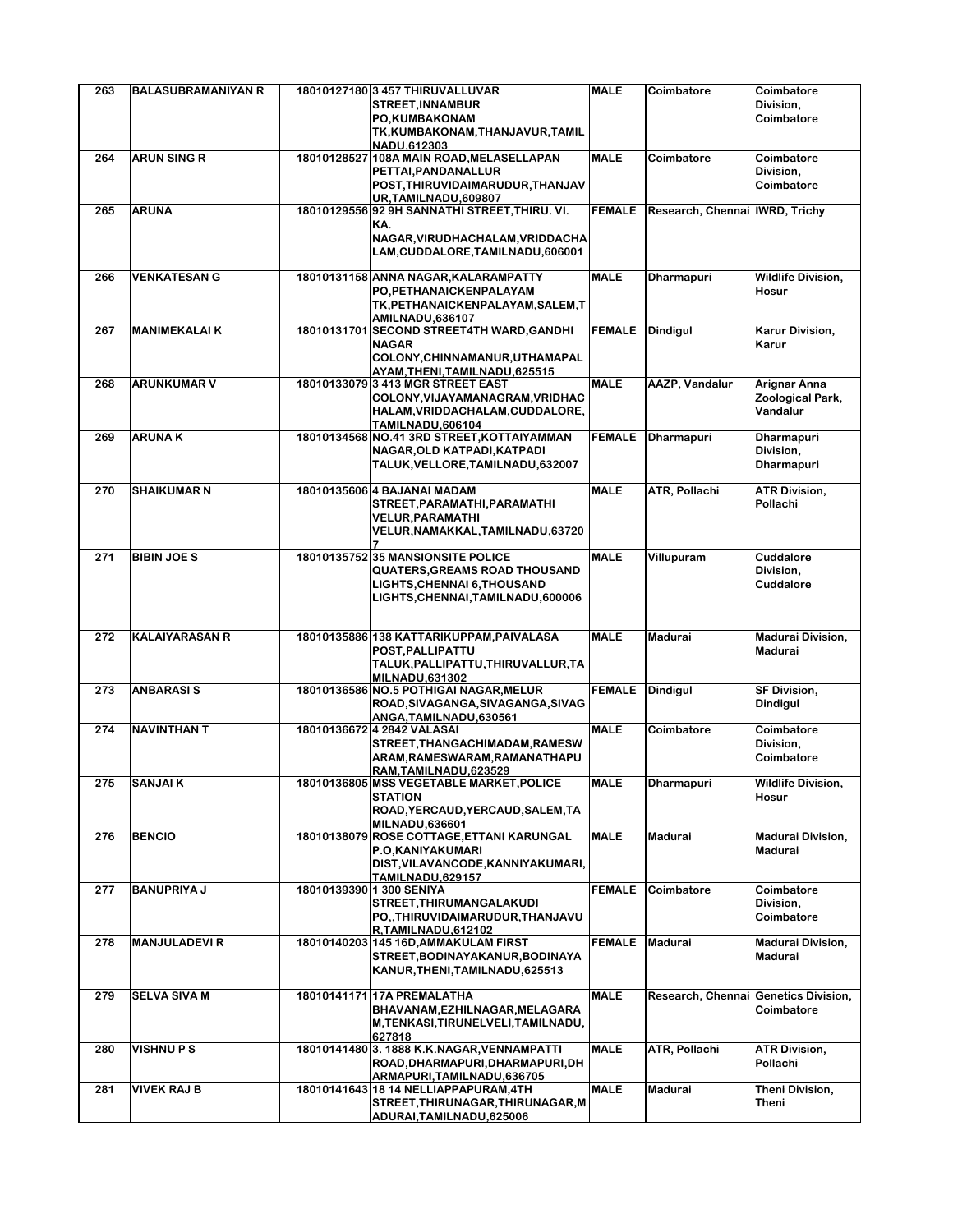| 263 | BALASUBRAMANIYAN R | 18010127180 | 3 457 THIRUVALLUVAR STREET,INNAMBUR PO,KUMBAKONAM TK,KUMBAKONAM,THANJAVUR,TAMIL NADU,612303 | MALE | Coimbatore | Coimbatore Division, Coimbatore |
|---|---|---|---|---|---|---|
| 264 | ARUN SING R | 18010128527 | 108A MAIN ROAD,MELASELLAPAN PETTAI,PANDANALLUR POST,THIRUVIDAIMARUDUR,THANJAVUR,TAMILNADU,609807 | MALE | Coimbatore | Coimbatore Division, Coimbatore |
| 265 | ARUNA | 18010129556 | 92 9H SANNATHI STREET,THIRU. VI. KA. NAGAR,VIRUDHACHALAM,VRIDDACHALAM,CUDDALORE,TAMILNADU,606001 | FEMALE | Research, Chennai | IWRD, Trichy |
| 266 | VENKATESAN G | 18010131158 | ANNA NAGAR,KALARAMPATTY PO,PETHANAICKENPALAYAM TK,PETHANAICKENPALAYAM,SALEM,TAMILNADU,636107 | MALE | Dharmapuri | Wildlife Division, Hosur |
| 267 | MANIMEKALAI K | 18010131701 | SECOND STREET4TH WARD,GANDHI NAGAR COLONY,CHINNAMANUR,UTHAMAPALAYAM,THENI,TAMILNADU,625515 | FEMALE | Dindigul | Karur Division, Karur |
| 268 | ARUNKUMAR V | 18010133079 | 3 413 MGR STREET EAST COLONY,VIJAYAMANAGRAM,VRIDHACHALAM,VRIDDACHALAM,CUDDALORE,TAMILNADU,606104 | MALE | AAZP, Vandalur | Arignar Anna Zoological Park, Vandalur |
| 269 | ARUNA K | 18010134568 | NO.41 3RD STREET,KOTTAIYAMMAN NAGAR,OLD KATPADI,KATPADI TALUK,VELLORE,TAMILNADU,632007 | FEMALE | Dharmapuri | Dharmapuri Division, Dharmapuri |
| 270 | SHAIKUMAR N | 18010135606 | 4 BAJANAI MADAM STREET,PARAMATHI,PARAMATHI VELUR,PARAMATHI VELUR,NAMAKKAL,TAMILNADU,637207 | MALE | ATR, Pollachi | ATR Division, Pollachi |
| 271 | BIBIN JOE S | 18010135752 | 35 MANSIONSITE POLICE QUATERS,GREAMS ROAD THOUSAND LIGHTS,CHENNAI 6,THOUSAND LIGHTS,CHENNAI,TAMILNADU,600006 | MALE | Villupuram | Cuddalore Division, Cuddalore |
| 272 | KALAIYARASAN R | 18010135886 | 138 KATTARIKUPPAM,PAIVALASA POST,PALLIPATTU TALUK,PALLIPATTU,THIRUVALLUR,TAMILNADU,631302 | MALE | Madurai | Madurai Division, Madurai |
| 273 | ANBARASI S | 18010136586 | NO.5 POTHIGAI NAGAR,MELUR ROAD,SIVAGANGA,SIVAGANGA,SIVAGANGA,TAMILNADU,630561 | FEMALE | Dindigul | SF Division, Dindigul |
| 274 | NAVINTHAN T | 18010136672 | 4 2842 VALASAI STREET,THANGACHIMADAM,RAMESWARAM,RAMESWARAM,RAMANATHAPURAM,TAMILNADU,623529 | MALE | Coimbatore | Coimbatore Division, Coimbatore |
| 275 | SANJAI K | 18010136805 | MSS VEGETABLE MARKET,POLICE STATION ROAD,YERCAUD,YERCAUD,SALEM,TAMILNADU,636601 | MALE | Dharmapuri | Wildlife Division, Hosur |
| 276 | BENCIO | 18010138079 | ROSE COTTAGE,ETTANI KARUNGAL P.O,KANIYAKUMARI DIST,VILAVANCODE,KANNIYAKUMARI,TAMILNADU,629157 | MALE | Madurai | Madurai Division, Madurai |
| 277 | BANUPRIYA J | 18010139390 | 1 300 SENIYA STREET,THIRUMANGALAKUDI PO,,THIRUVIDAIMARUDUR,THANJAVUR,TAMILNADU,612102 | FEMALE | Coimbatore | Coimbatore Division, Coimbatore |
| 278 | MANJULADEVI R | 18010140203 | 145 16D,AMMAKULAM FIRST STREET,BODINAYAKANUR,BODINAYAKANUR,THENI,TAMILNADU,625513 | FEMALE | Madurai | Madurai Division, Madurai |
| 279 | SELVA SIVA M | 18010141171 | 17A PREMALATHA BHAVANAM,EZHILNAGAR,MELAGARAM,TENKASI,TIRUNELVELI,TAMILNADU,627818 | MALE | Research, Chennai | Genetics Division, Coimbatore |
| 280 | VISHNU P S | 18010141480 | 3. 1888 K.K.NAGAR,VENNAMPATTI ROAD,DHARMAPURI,DHARMAPURI,DHARMAPURI,TAMILNADU,636705 | MALE | ATR, Pollachi | ATR Division, Pollachi |
| 281 | VIVEK RAJ B | 18010141643 | 18 14 NELLIAPPAPURAM,4TH STREET,THIRUNAGAR,THIRUNAGAR,MADURAI,TAMILNADU,625006 | MALE | Madurai | Theni Division, Theni |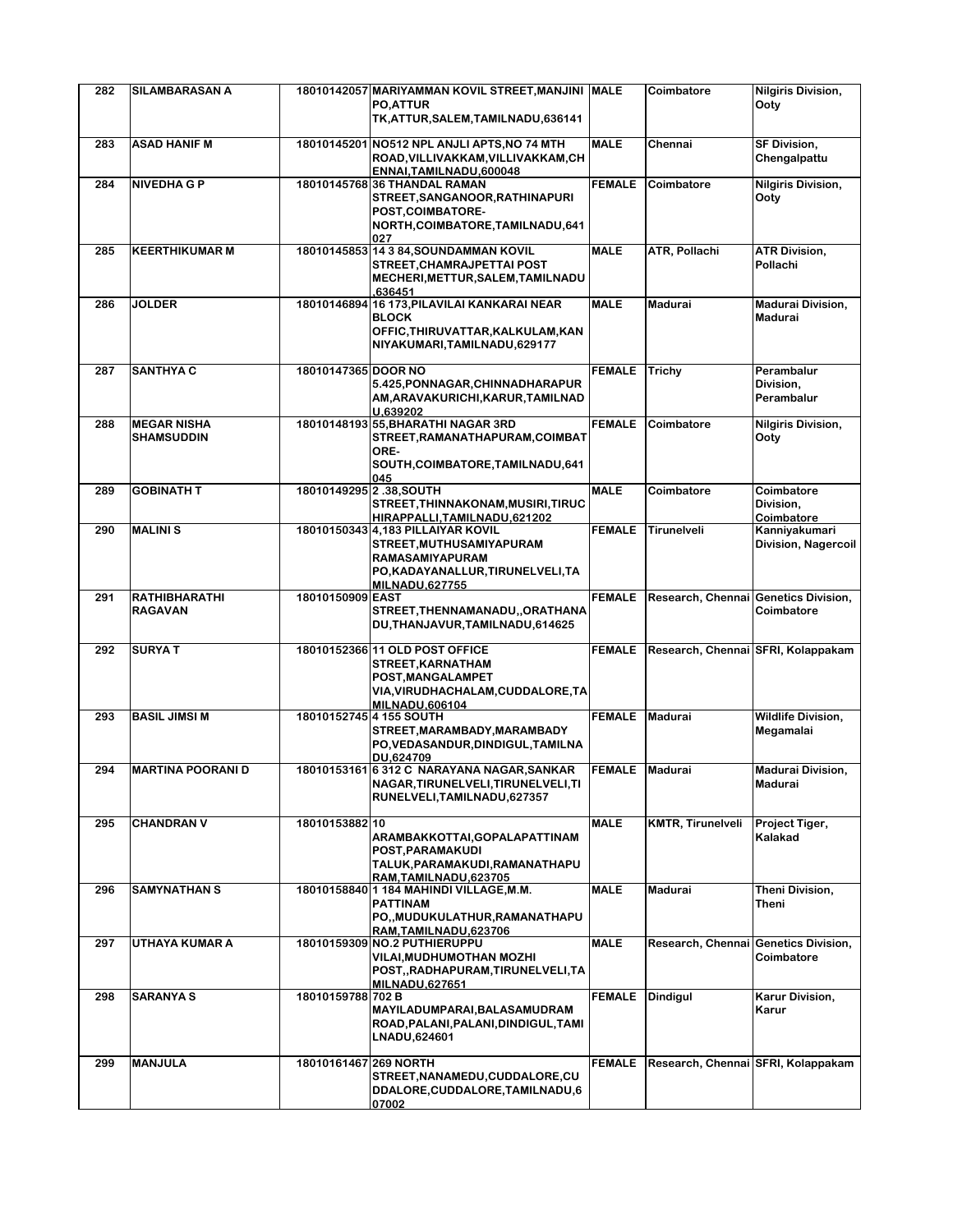| 282 | SILAMBARASAN A | 18010142057 | MARIYAMMAN KOVIL STREET,MANJINI PO,ATTUR TK,ATTUR,SALEM,TAMILNADU,636141 | MALE | Coimbatore | Nilgiris Division, Ooty |
|---|---|---|---|---|---|---|
| 283 | ASAD HANIF M | 18010145201 | NO512 NPL ANJLI APTS,NO 74 MTH ROAD,VILLIVAKKAM,VILLIVAKKAM,CHENNAI,TAMILNADU,600048 | MALE | Chennai | SF Division, Chengalpattu |
| 284 | NIVEDHA G P | 18010145768 | 36 THANDAL RAMAN STREET,SANGANOOR,RATHINAPURI POST,COIMBATORE-NORTH,COIMBATORE,TAMILNADU,641027 | FEMALE | Coimbatore | Nilgiris Division, Ooty |
| 285 | KEERTHIKUMAR M | 18010145853 | 14 3 84,SOUNDAMMAN KOVIL STREET,CHAMRAJPETTAI POST MECHERI,METTUR,SALEM,TAMILNADU,636451 | MALE | ATR, Pollachi | ATR Division, Pollachi |
| 286 | JOLDER | 18010146894 | 16 173,PILAVILAI KANKARAI NEAR BLOCK OFFIC,THIRUVATTAR,KALKULAM,KANNIYAKUMARI,TAMILNADU,629177 | MALE | Madurai | Madurai Division, Madurai |
| 287 | SANTHYA C | 18010147365 | DOOR NO 5.425,PONNAGAR,CHINNADHARAPURAM,ARAVAKURICHI,KARUR,TAMILNADU,639202 | FEMALE | Trichy | Perambalur Division, Perambalur |
| 288 | MEGAR NISHA SHAMSUDDIN | 18010148193 | 55,BHARATHI NAGAR 3RD STREET,RAMANATHAPURAM,COIMBATORE-SOUTH,COIMBATORE,TAMILNADU,641045 | FEMALE | Coimbatore | Nilgiris Division, Ooty |
| 289 | GOBINATH T | 18010149295 | 2 .38,SOUTH STREET,THINNAKONAM,MUSIRI,TIRUCHIRAPPALLI,TAMILNADU,621202 | MALE | Coimbatore | Coimbatore Division, Coimbatore |
| 290 | MALINI S | 18010150343 | 4,183 PILLAIYAR KOVIL STREET,MUTHUSAMIYAPURAM RAMASAMIYAPURAM PO,KADAYANALLUR,TIRUNELVELI,TAMILNADU,627755 | FEMALE | Tirunelveli | Kanniyakumari Division, Nagercoil |
| 291 | RATHIBHARATHI RAGAVAN | 18010150909 | EAST STREET,THENNAMANADU,,ORATHANADU,THANJAVUR,TAMILNADU,614625 | FEMALE | Research, Chennai | Genetics Division, Coimbatore |
| 292 | SURYA T | 18010152366 | 11 OLD POST OFFICE STREET,KARNATHAM POST,MANGALAMPET VIA,VIRUDHACHALAM,CUDDALORE,TAMILNADU,606104 | FEMALE | Research, Chennai | SFRI, Kolappakam |
| 293 | BASIL JIMSI M | 18010152745 | 4 155 SOUTH STREET,MARAMBADY,MARAMBADY PO,VEDASANDUR,DINDIGUL,TAMILNADU,624709 | FEMALE | Madurai | Wildlife Division, Megamalai |
| 294 | MARTINA POORANI D | 18010153161 | 6 312 C NARAYANA NAGAR,SANKAR NAGAR,TIRUNELVELI,TIRUNELVELI,TIRUNELVELI,TAMILNADU,627357 | FEMALE | Madurai | Madurai Division, Madurai |
| 295 | CHANDRAN V | 18010153882 | 10 ARAMBAKKOTTAI,GOPALAPATTINAM POST,PARAMAKUDI TALUK,PARAMAKUDI,RAMANATHAPURAM,TAMILNADU,623705 | MALE | KMTR, Tirunelveli | Project Tiger, Kalakad |
| 296 | SAMYNATHAN S | 18010158840 | 1 184 MAHINDI VILLAGE,M.M. PATTINAM PO,,MUDUKULATHUR,RAMANATHAPURAM,TAMILNADU,623706 | MALE | Madurai | Theni Division, Theni |
| 297 | UTHAYA KUMAR A | 18010159309 | NO.2 PUTHIERUPPU VILAI,MUDHUMOTHAN MOZHI POST,,RADHAPURAM,TIRUNELVELI,TAMILNADU,627651 | MALE | Research, Chennai | Genetics Division, Coimbatore |
| 298 | SARANYA S | 18010159788 | 702 B MAYILADUMPARAI,BALASAMUDRAM ROAD,PALANI,PALANI,DINDIGUL,TAMILNADU,624601 | FEMALE | Dindigul | Karur Division, Karur |
| 299 | MANJULA | 18010161467 | 269 NORTH STREET,NANAMEDU,CUDDALORE,CUDDALORE,CUDDALORE,TAMILNADU,607002 | FEMALE | Research, Chennai | SFRI, Kolappakam |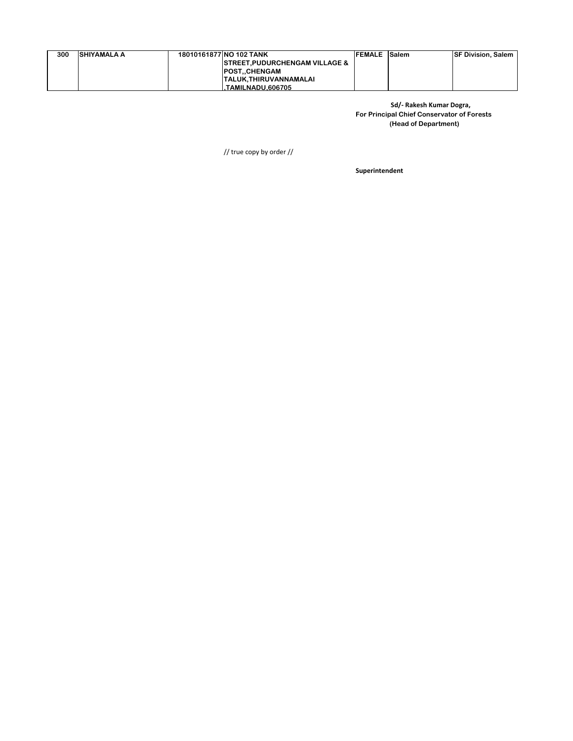| | | | | | | |
|---|---|---|---|---|---|---|
| 300 | SHIYAMALA A | 18010161877 | NO 102 TANK STREET,PUDURCHENGAM VILLAGE & POST,,CHENGAM TALUK,THIRUVANNAMALAI ,TAMILNADU,606705 | FEMALE | Salem | SF Division, Salem |

**Sd/- Rakesh Kumar Dogra,**
**For Principal Chief Conservator of Forests**
**(Head of Department)**

// true copy by order //

**Superintendent**